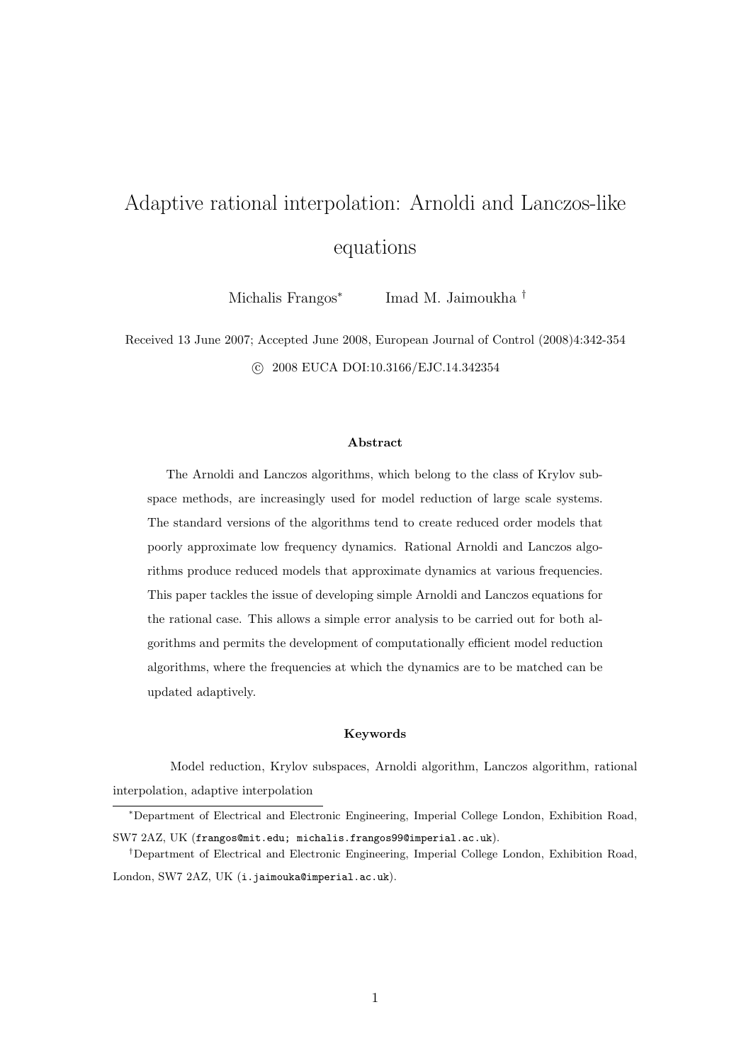# Adaptive rational interpolation: Arnoldi and Lanczos-like equations

Michalis Frangos[*] Imad M. Jaimoukha[†]

Received 13 June 2007; Accepted June 2008, European Journal of Control (2008)4:342-354

© 2008 EUCA DOI:10.3166/EJC.14.342354

### Abstract

The Arnoldi and Lanczos algorithms, which belong to the class of Krylov subspace methods, are increasingly used for model reduction of large scale systems. The standard versions of the algorithms tend to create reduced order models that poorly approximate low frequency dynamics. Rational Arnoldi and Lanczos algorithms produce reduced models that approximate dynamics at various frequencies. This paper tackles the issue of developing simple Arnoldi and Lanczos equations for the rational case. This allows a simple error analysis to be carried out for both algorithms and permits the development of computationally efficient model reduction algorithms, where the frequencies at which the dynamics are to be matched can be updated adaptively.

### Keywords

Model reduction, Krylov subspaces, Arnoldi algorithm, Lanczos algorithm, rational interpolation, adaptive interpolation

---

[*] Department of Electrical and Electronic Engineering, Imperial College London, Exhibition Road, SW7 2AZ, UK (frangos@mit.edu; michalis.frangos99@imperial.ac.uk).

[†] Department of Electrical and Electronic Engineering, Imperial College London, Exhibition Road, London, SW7 2AZ, UK (i.jaimouka@imperial.ac.uk).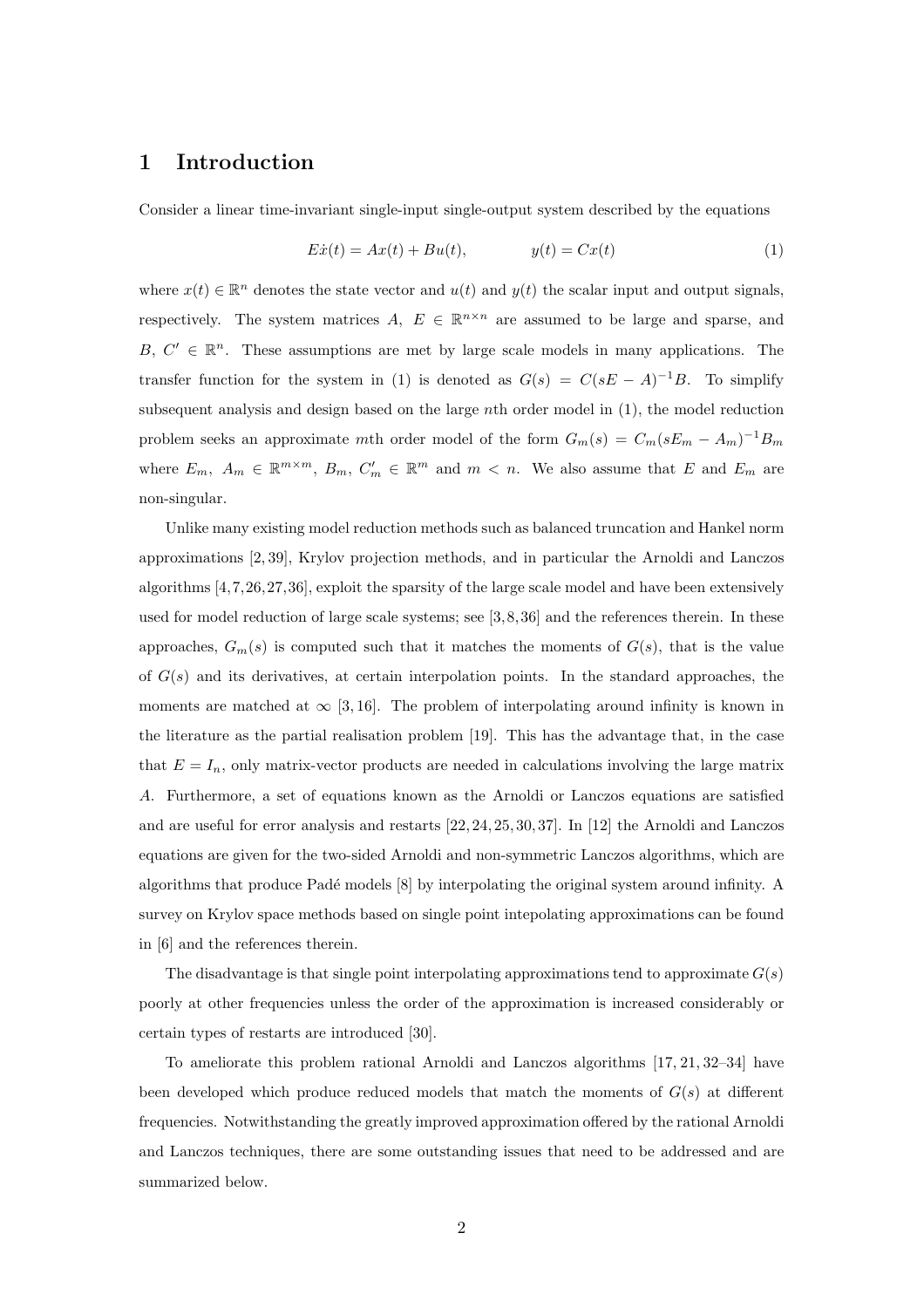# 1 Introduction

Consider a linear time-invariant single-input single-output system described by the equations

$$E\dot{x}(t) = Ax(t) + Bu(t), \qquad y(t) = Cx(t) \tag{1}$$

where $x(t) \in \mathbb{R}^n$ denotes the state vector and $u(t)$ and $y(t)$ the scalar input and output signals, respectively. The system matrices $A,\ E \in \mathbb{R}^{n\times n}$ are assumed to be large and sparse, and $B,\ C' \in \mathbb{R}^n$. These assumptions are met by large scale models in many applications. The transfer function for the system in (1) is denoted as $G(s) = C(sE - A)^{-1}B$. To simplify subsequent analysis and design based on the large $n$th order model in (1), the model reduction problem seeks an approximate $m$th order model of the form $G_m(s) = C_m(sE_m - A_m)^{-1}B_m$ where $E_m,\ A_m \in \mathbb{R}^{m\times m}$, $B_m,\ C_m' \in \mathbb{R}^m$ and $m < n$. We also assume that $E$ and $E_m$ are non-singular.

Unlike many existing model reduction methods such as balanced truncation and Hankel norm approximations [2, 39], Krylov projection methods, and in particular the Arnoldi and Lanczos algorithms [4,7,26,27,36], exploit the sparsity of the large scale model and have been extensively used for model reduction of large scale systems; see [3,8,36] and the references therein. In these approaches, $G_m(s)$ is computed such that it matches the moments of $G(s)$, that is the value of $G(s)$ and its derivatives, at certain interpolation points. In the standard approaches, the moments are matched at $\infty$ [3, 16]. The problem of interpolating around infinity is known in the literature as the partial realisation problem [19]. This has the advantage that, in the case that $E = I_n$, only matrix-vector products are needed in calculations involving the large matrix $A$. Furthermore, a set of equations known as the Arnoldi or Lanczos equations are satisfied and are useful for error analysis and restarts [22, 24, 25, 30, 37]. In [12] the Arnoldi and Lanczos equations are given for the two-sided Arnoldi and non-symmetric Lanczos algorithms, which are algorithms that produce Padé models [8] by interpolating the original system around infinity. A survey on Krylov space methods based on single point intepolating approximations can be found in [6] and the references therein.

The disadvantage is that single point interpolating approximations tend to approximate $G(s)$ poorly at other frequencies unless the order of the approximation is increased considerably or certain types of restarts are introduced [30].

To ameliorate this problem rational Arnoldi and Lanczos algorithms [17, 21, 32–34] have been developed which produce reduced models that match the moments of $G(s)$ at different frequencies. Notwithstanding the greatly improved approximation offered by the rational Arnoldi and Lanczos techniques, there are some outstanding issues that need to be addressed and are summarized below.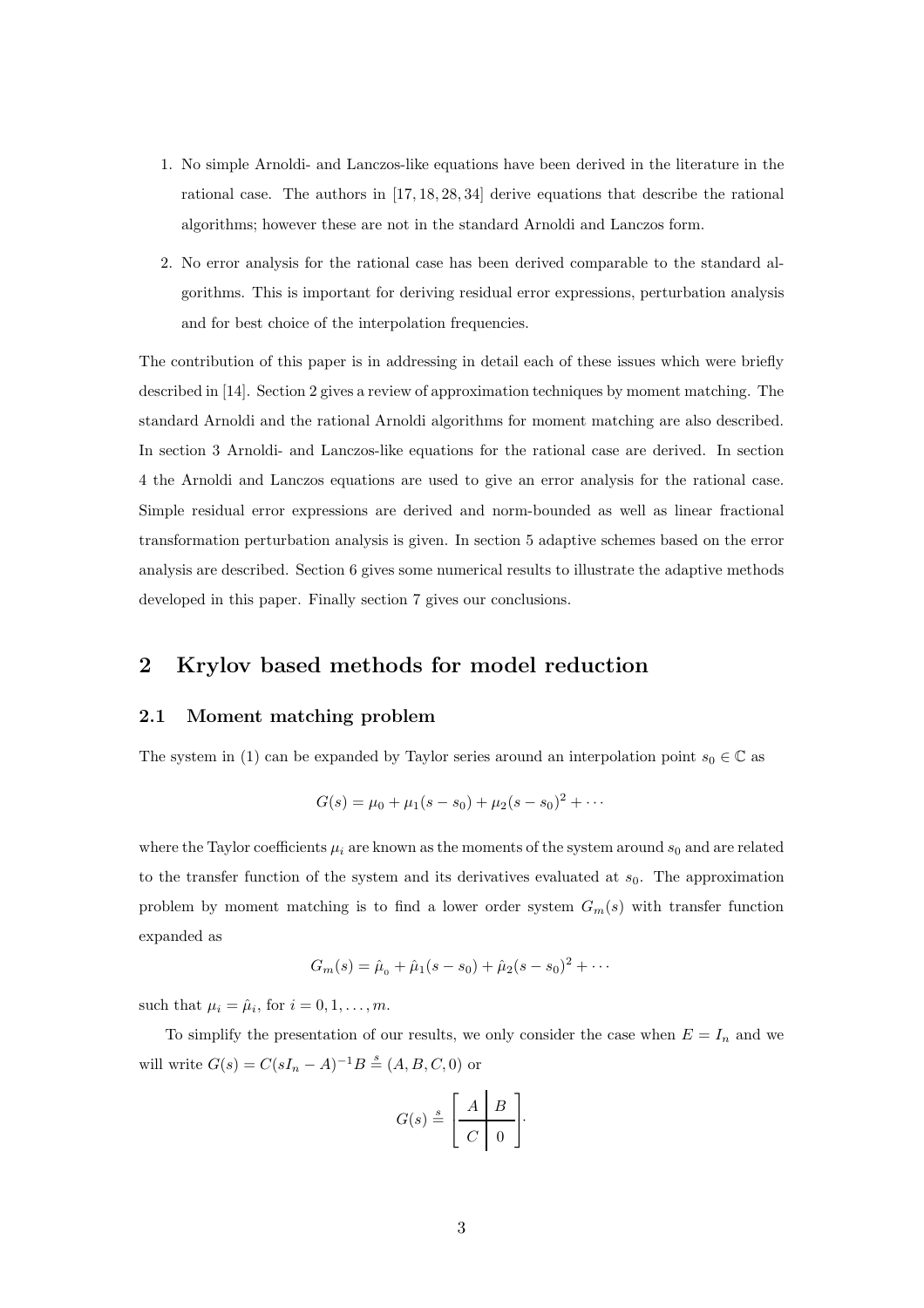1. No simple Arnoldi- and Lanczos-like equations have been derived in the literature in the rational case. The authors in [17, 18, 28, 34] derive equations that describe the rational algorithms; however these are not in the standard Arnoldi and Lanczos form.
2. No error analysis for the rational case has been derived comparable to the standard algorithms. This is important for deriving residual error expressions, perturbation analysis and for best choice of the interpolation frequencies.

The contribution of this paper is in addressing in detail each of these issues which were briefly described in [14]. Section 2 gives a review of approximation techniques by moment matching. The standard Arnoldi and the rational Arnoldi algorithms for moment matching are also described. In section 3 Arnoldi- and Lanczos-like equations for the rational case are derived. In section 4 the Arnoldi and Lanczos equations are used to give an error analysis for the rational case. Simple residual error expressions are derived and norm-bounded as well as linear fractional transformation perturbation analysis is given. In section 5 adaptive schemes based on the error analysis are described. Section 6 gives some numerical results to illustrate the adaptive methods developed in this paper. Finally section 7 gives our conclusions.

## 2 Krylov based methods for model reduction

### 2.1 Moment matching problem

The system in (1) can be expanded by Taylor series around an interpolation point $s_0 \in \mathbb{C}$ as

$$G(s) = \mu_0 + \mu_1(s - s_0) + \mu_2(s - s_0)^2 + \cdots$$

where the Taylor coefficients $\mu_i$ are known as the moments of the system around $s_0$ and are related to the transfer function of the system and its derivatives evaluated at $s_0$. The approximation problem by moment matching is to find a lower order system $G_m(s)$ with transfer function expanded as

$$G_m(s) = \hat{\mu}_0 + \hat{\mu}_1(s - s_0) + \hat{\mu}_2(s - s_0)^2 + \cdots$$

such that $\mu_i = \hat{\mu}_i$, for $i = 0, 1, \ldots, m$.

To simplify the presentation of our results, we only consider the case when $E = I_n$ and we will write $G(s) = C(sI_n - A)^{-1}B \stackrel{s}{=} (A, B, C, 0)$ or

$$G(s) \stackrel{s}{=} \left[ \begin{array}{c|c} A & B \\ \hline C & 0 \end{array} \right].$$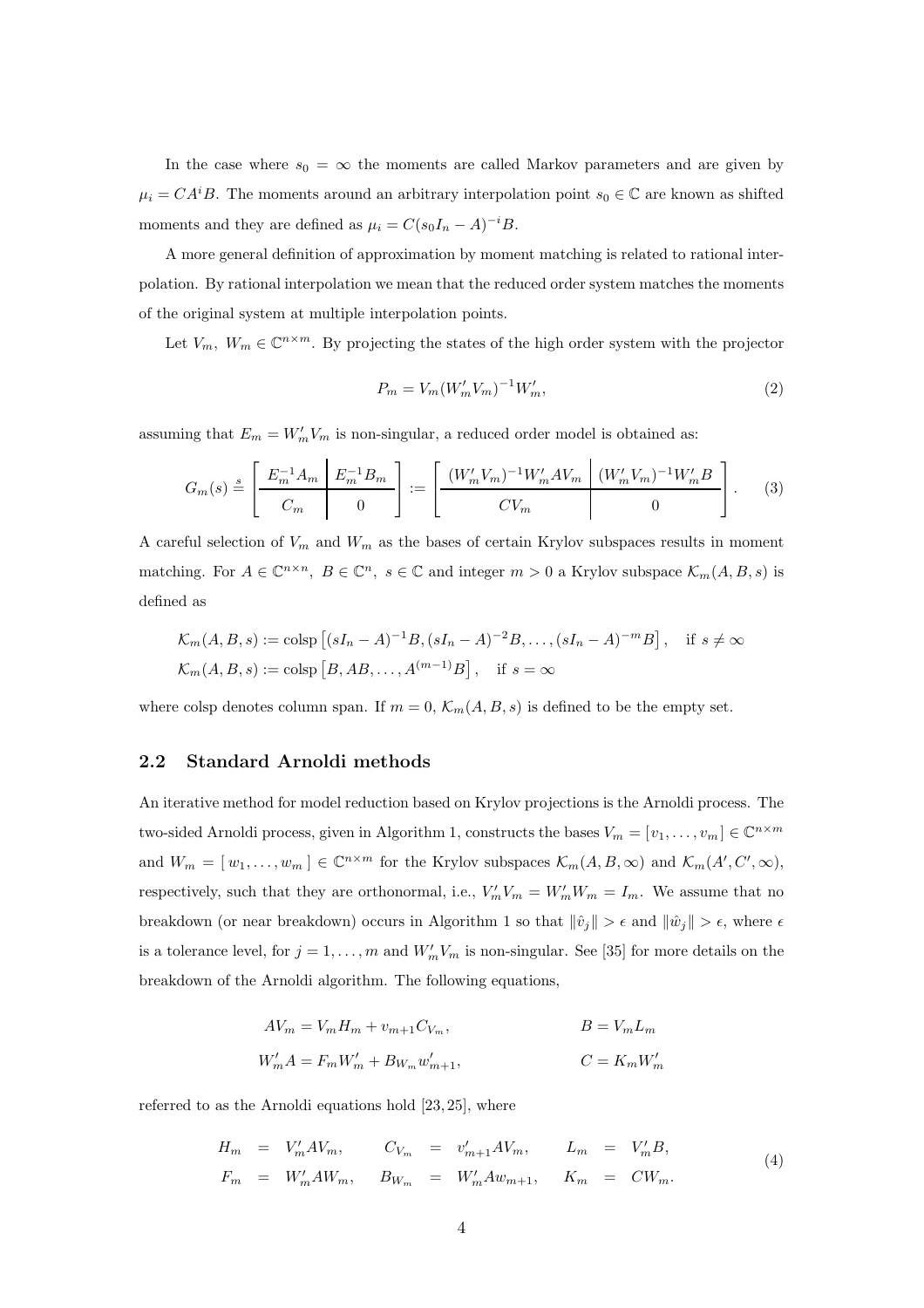In the case where $s_0 = \infty$ the moments are called Markov parameters and are given by $\mu_i = CA^iB$. The moments around an arbitrary interpolation point $s_0 \in \mathbb{C}$ are known as shifted moments and they are defined as $\mu_i = C(s_0I_n - A)^{-i}B$.

A more general definition of approximation by moment matching is related to rational interpolation. By rational interpolation we mean that the reduced order system matches the moments of the original system at multiple interpolation points.

Let $V_m,\ W_m \in \mathbb{C}^{n\times m}$. By projecting the states of the high order system with the projector

$$P_m = V_m(W_m'V_m)^{-1}W_m', \tag{2}$$

assuming that $E_m = W_m'V_m$ is non-singular, a reduced order model is obtained as:

$$G_m(s) \stackrel{s}{=} \left[\begin{array}{c|c} E_m^{-1}A_m & E_m^{-1}B_m \\ \hline C_m & 0 \end{array}\right] := \left[\begin{array}{c|c} (W_m'V_m)^{-1}W_m'AV_m & (W_m'V_m)^{-1}W_m'B \\ \hline CV_m & 0 \end{array}\right]. \tag{3}$$

A careful selection of $V_m$ and $W_m$ as the bases of certain Krylov subspaces results in moment matching. For $A \in \mathbb{C}^{n\times n},\ B \in \mathbb{C}^n,\ s \in \mathbb{C}$ and integer $m > 0$ a Krylov subspace $\mathcal{K}_m(A, B, s)$ is defined as

$$\mathcal{K}_m(A,B,s) := \text{colsp}\left[(sI_n - A)^{-1}B, (sI_n - A)^{-2}B, \ldots, (sI_n - A)^{-m}B\right], \quad \text{if } s \neq \infty$$
$$\mathcal{K}_m(A,B,s) := \text{colsp}\left[B, AB, \ldots, A^{(m-1)}B\right], \quad \text{if } s = \infty$$

where colsp denotes column span. If $m = 0$, $\mathcal{K}_m(A, B, s)$ is defined to be the empty set.

## 2.2 Standard Arnoldi methods

An iterative method for model reduction based on Krylov projections is the Arnoldi process. The two-sided Arnoldi process, given in Algorithm 1, constructs the bases $V_m = [v_1, \ldots, v_m] \in \mathbb{C}^{n\times m}$ and $W_m = [\,w_1, \ldots, w_m\,] \in \mathbb{C}^{n\times m}$ for the Krylov subspaces $\mathcal{K}_m(A, B, \infty)$ and $\mathcal{K}_m(A', C', \infty)$, respectively, such that they are orthonormal, i.e., $V_m'V_m = W_m'W_m = I_m$. We assume that no breakdown (or near breakdown) occurs in Algorithm 1 so that $\|\hat{v}_j\| > \epsilon$ and $\|\hat{w}_j\| > \epsilon$, where $\epsilon$ is a tolerance level, for $j = 1, \ldots, m$ and $W_m'V_m$ is non-singular. See [35] for more details on the breakdown of the Arnoldi algorithm. The following equations,

$$AV_m = V_mH_m + v_{m+1}C_{V_m}, \qquad\qquad B = V_mL_m$$
$$W_m'A = F_mW_m' + B_{W_m}w_{m+1}', \qquad\qquad C = K_mW_m'$$

referred to as the Arnoldi equations hold [23, 25], where

$$\begin{array}{lllllllll} H_m & = & V_m'AV_m, & C_{V_m} & = & v_{m+1}'AV_m, & L_m & = & V_m'B, \\ F_m & = & W_m'AW_m, & B_{W_m} & = & W_m'Aw_{m+1}, & K_m & = & CW_m. \end{array} \tag{4}$$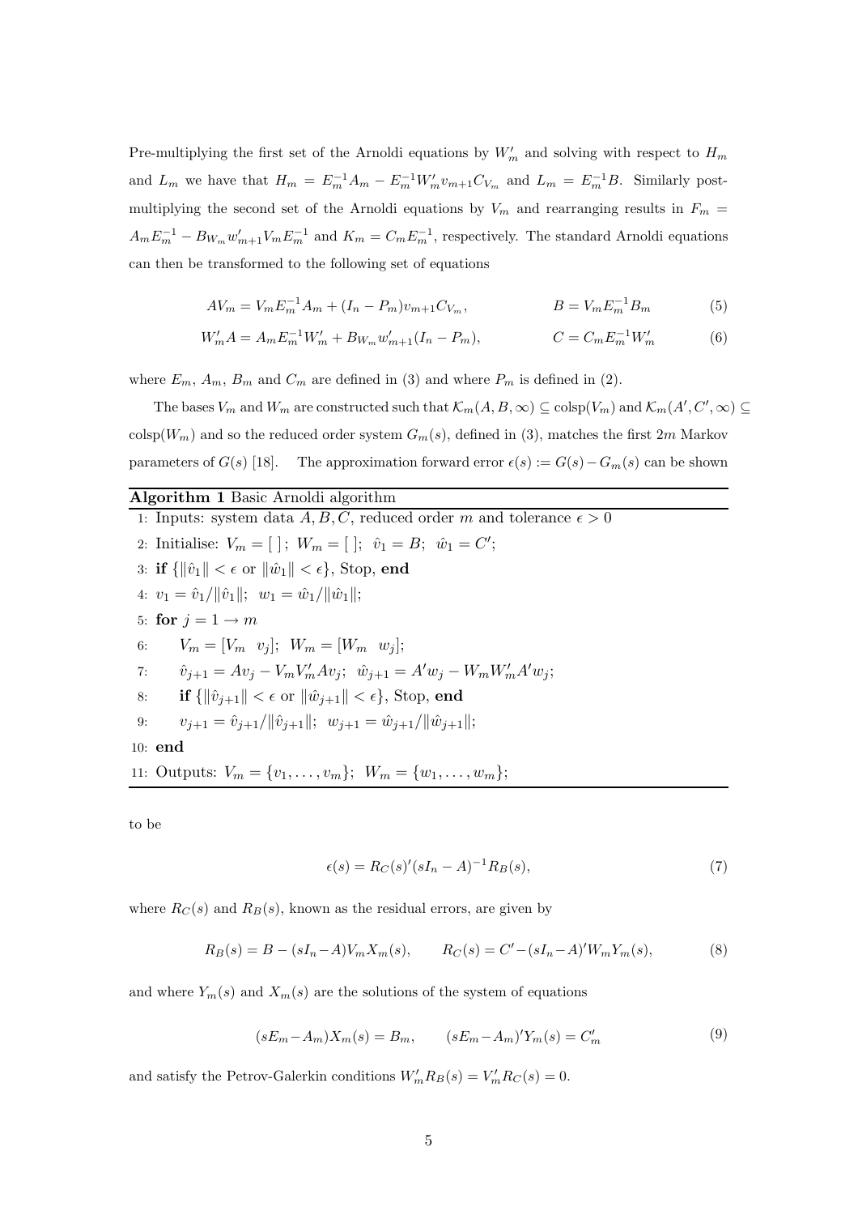Pre-multiplying the first set of the Arnoldi equations by $W_m'$ and solving with respect to $H_m$ and $L_m$ we have that $H_m = E_m^{-1}A_m - E_m^{-1}W_m'v_{m+1}C_{V_m}$ and $L_m = E_m^{-1}B$. Similarly post-multiplying the second set of the Arnoldi equations by $V_m$ and rearranging results in $F_m = A_mE_m^{-1} - B_{W_m}w_{m+1}'V_mE_m^{-1}$ and $K_m = C_mE_m^{-1}$, respectively. The standard Arnoldi equations can then be transformed to the following set of equations

$$AV_m = V_mE_m^{-1}A_m + (I_n - P_m)v_{m+1}C_{V_m}, \qquad B = V_mE_m^{-1}B_m \tag{5}$$

$$W_m'A = A_mE_m^{-1}W_m' + B_{W_m}w_{m+1}'(I_n - P_m), \qquad C = C_mE_m^{-1}W_m' \tag{6}$$

where $E_m$, $A_m$, $B_m$ and $C_m$ are defined in (3) and where $P_m$ is defined in (2).

The bases $V_m$ and $W_m$ are constructed such that $\mathcal{K}_m(A, B, \infty) \subseteq \text{colsp}(V_m)$ and $\mathcal{K}_m(A', C', \infty) \subseteq \text{colsp}(W_m)$ and so the reduced order system $G_m(s)$, defined in (3), matches the first $2m$ Markov parameters of $G(s)$ [18]. The approximation forward error $\epsilon(s) := G(s) - G_m(s)$ can be shown

**Algorithm 1** Basic Arnoldi algorithm

1: Inputs: system data $A, B, C$, reduced order $m$ and tolerance $\epsilon > 0$
2: Initialise: $V_m = [\,]$; $W_m = [\,]$; $\hat{v}_1 = B$; $\hat{w}_1 = C'$;
3: **if** $\{\|\hat{v}_1\| < \epsilon$ or $\|\hat{w}_1\| < \epsilon\}$, Stop, **end**
4: $v_1 = \hat{v}_1/\|\hat{v}_1\|$; $w_1 = \hat{w}_1/\|\hat{w}_1\|$;
5: **for** $j = 1 \to m$
6: $\quad V_m = [V_m \;\; v_j]$; $W_m = [W_m \;\; w_j]$;
7: $\quad \hat{v}_{j+1} = Av_j - V_mV_m'Av_j$; $\hat{w}_{j+1} = A'w_j - W_mW_m'A'w_j$;
8: $\quad$ **if** $\{\|\hat{v}_{j+1}\| < \epsilon$ or $\|\hat{w}_{j+1}\| < \epsilon\}$, Stop, **end**
9: $\quad v_{j+1} = \hat{v}_{j+1}/\|\hat{v}_{j+1}\|$; $w_{j+1} = \hat{w}_{j+1}/\|\hat{w}_{j+1}\|$;
10: **end**
11: Outputs: $V_m = \{v_1, \ldots, v_m\}$; $W_m = \{w_1, \ldots, w_m\}$;

to be

$$\epsilon(s) = R_C(s)'(sI_n - A)^{-1}R_B(s), \tag{7}$$

where $R_C(s)$ and $R_B(s)$, known as the residual errors, are given by

$$R_B(s) = B - (sI_n - A)V_mX_m(s), \qquad R_C(s) = C' - (sI_n - A)'W_mY_m(s), \tag{8}$$

and where $Y_m(s)$ and $X_m(s)$ are the solutions of the system of equations

$$(sE_m - A_m)X_m(s) = B_m, \qquad (sE_m - A_m)'Y_m(s) = C_m' \tag{9}$$

and satisfy the Petrov-Galerkin conditions $W_m'R_B(s) = V_m'R_C(s) = 0$.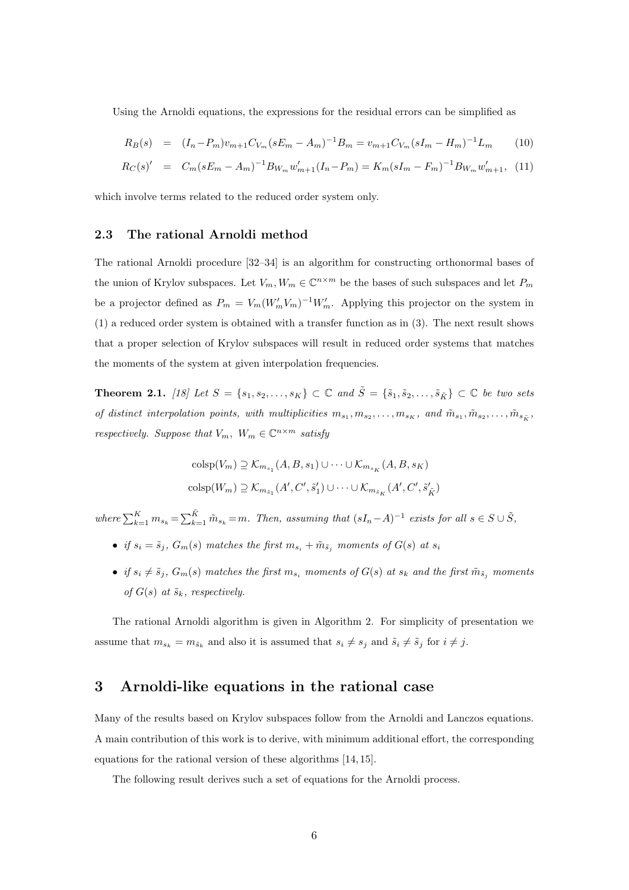Using the Arnoldi equations, the expressions for the residual errors can be simplified as

$$R_B(s) \;=\; (I_n - P_m)v_{m+1}C_{V_m}(sE_m - A_m)^{-1}B_m = v_{m+1}C_{V_m}(sI_m - H_m)^{-1}L_m \qquad (10)$$

$$R_C(s)' \;=\; C_m(sE_m - A_m)^{-1}B_{W_m}w_{m+1}'(I_n - P_m) = K_m(sI_m - F_m)^{-1}B_{W_m}w_{m+1}', \quad (11)$$

which involve terms related to the reduced order system only.

### 2.3 The rational Arnoldi method

The rational Arnoldi procedure [32–34] is an algorithm for constructing orthonormal bases of the union of Krylov subspaces. Let $V_m, W_m \in \mathbb{C}^{n\times m}$ be the bases of such subspaces and let $P_m$ be a projector defined as $P_m = V_m(W_m'V_m)^{-1}W_m'$. Applying this projector on the system in (1) a reduced order system is obtained with a transfer function as in (3). The next result shows that a proper selection of Krylov subspaces will result in reduced order systems that matches the moments of the system at given interpolation frequencies.

**Theorem 2.1.** *[18] Let $S = \{s_1, s_2, \ldots, s_K\} \subset \mathbb{C}$ and $\tilde{S} = \{\tilde{s}_1, \tilde{s}_2, \ldots, \tilde{s}_{\tilde{K}}\} \subset \mathbb{C}$ be two sets of distinct interpolation points, with multiplicities $m_{s_1}, m_{s_2}, \ldots, m_{s_K}$, and $\tilde{m}_{s_1}, \tilde{m}_{s_2}, \ldots, \tilde{m}_{s_{\tilde{K}}}$, respectively. Suppose that $V_m$, $W_m \in \mathbb{C}^{n\times m}$ satisfy*

$$\mathrm{colsp}(V_m) \supseteq \mathcal{K}_{m_{s_1}}(A, B, s_1) \cup \cdots \cup \mathcal{K}_{m_{s_K}}(A, B, s_K)$$
$$\mathrm{colsp}(W_m) \supseteq \mathcal{K}_{m_{\tilde{s}_1}}(A', C', \tilde{s}_1') \cup \cdots \cup \mathcal{K}_{m_{\tilde{s}_K}}(A', C', \tilde{s}_{\tilde{K}}')$$

*where $\sum_{k=1}^{K} m_{s_k} = \sum_{k=1}^{\tilde{K}} \tilde{m}_{s_k} = m$. Then, assuming that $(sI_n - A)^{-1}$ exists for all $s \in S \cup \tilde{S}$,*

- *if $s_i = \tilde{s}_j$, $G_m(s)$ matches the first $m_{s_i} + \tilde{m}_{\tilde{s}_j}$ moments of $G(s)$ at $s_i$*
- *if $s_i \neq \tilde{s}_j$, $G_m(s)$ matches the first $m_{s_i}$ moments of $G(s)$ at $s_k$ and the first $\tilde{m}_{\tilde{s}_j}$ moments of $G(s)$ at $\tilde{s}_k$, respectively.*

The rational Arnoldi algorithm is given in Algorithm 2. For simplicity of presentation we assume that $m_{s_k} = m_{\tilde{s}_k}$ and also it is assumed that $s_i \neq s_j$ and $\tilde{s}_i \neq \tilde{s}_j$ for $i \neq j$.

## 3 Arnoldi-like equations in the rational case

Many of the results based on Krylov subspaces follow from the Arnoldi and Lanczos equations. A main contribution of this work is to derive, with minimum additional effort, the corresponding equations for the rational version of these algorithms [14, 15].

The following result derives such a set of equations for the Arnoldi process.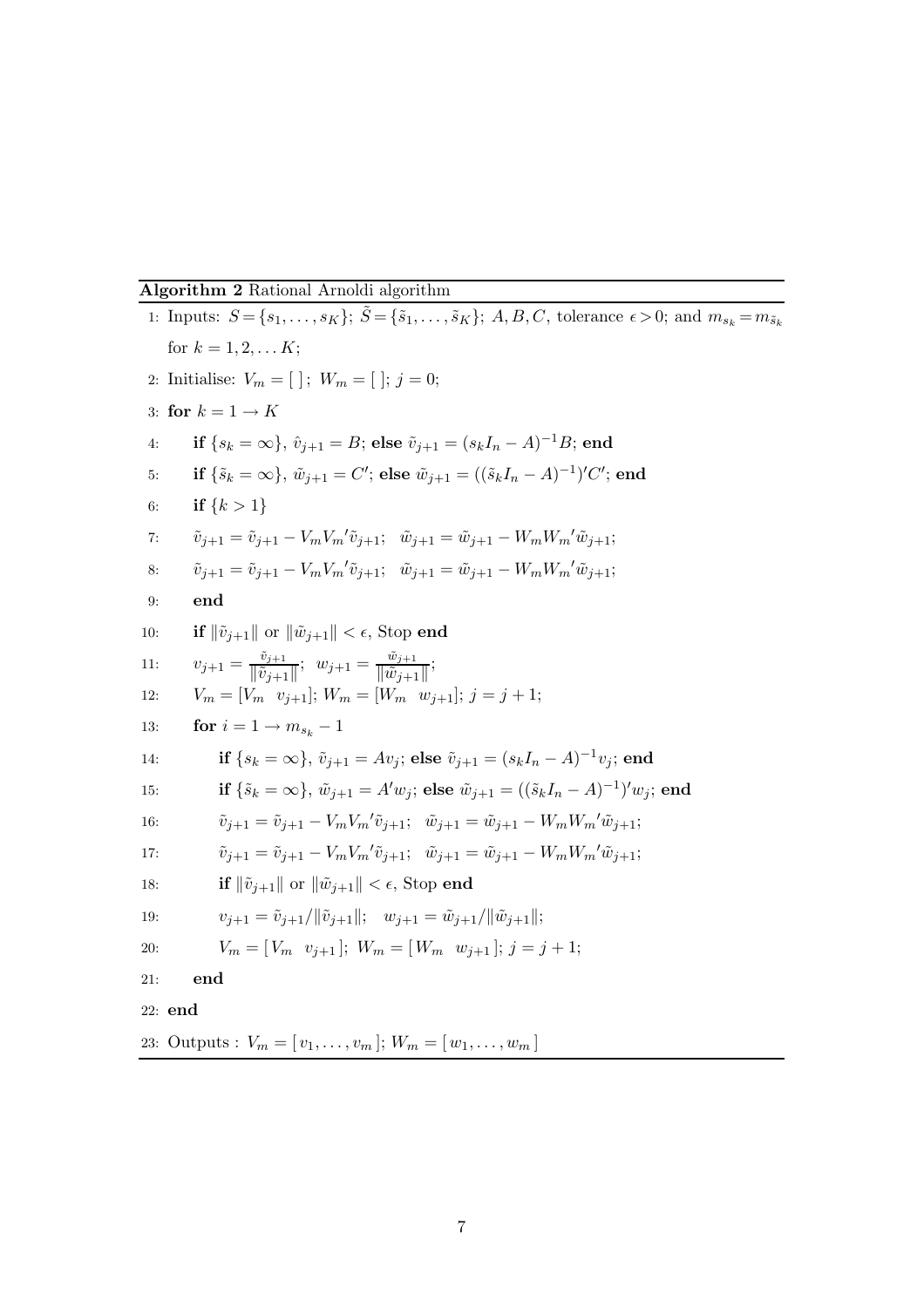**Algorithm 2** Rational Arnoldi algorithm

1: Inputs: $S = \{s_1, \ldots, s_K\}$; $\tilde{S} = \{\tilde{s}_1, \ldots, \tilde{s}_K\}$; $A, B, C$, tolerance $\epsilon > 0$; and $m_{s_k} = m_{\tilde{s}_k}$ for $k = 1, 2, \ldots K$;

2: Initialise: $V_m = [\,]$; $W_m = [\,]$; $j = 0$;

3: **for** $k = 1 \to K$

4: &nbsp;&nbsp;&nbsp;&nbsp;**if** $\{s_k = \infty\}$, $\hat{v}_{j+1} = B$; **else** $\tilde{v}_{j+1} = (s_k I_n - A)^{-1} B$; **end**

5: &nbsp;&nbsp;&nbsp;&nbsp;**if** $\{\tilde{s}_k = \infty\}$, $\tilde{w}_{j+1} = C'$; **else** $\tilde{w}_{j+1} = ((\tilde{s}_k I_n - A)^{-1})' C'$; **end**

6: &nbsp;&nbsp;&nbsp;&nbsp;**if** $\{k > 1\}$

7: &nbsp;&nbsp;&nbsp;&nbsp;$\tilde{v}_{j+1} = \tilde{v}_{j+1} - V_m {V_m}' \tilde{v}_{j+1}$; $\quad \tilde{w}_{j+1} = \tilde{w}_{j+1} - W_m {W_m}' \tilde{w}_{j+1}$;

8: &nbsp;&nbsp;&nbsp;&nbsp;$\tilde{v}_{j+1} = \tilde{v}_{j+1} - V_m {V_m}' \tilde{v}_{j+1}$; $\quad \tilde{w}_{j+1} = \tilde{w}_{j+1} - W_m {W_m}' \tilde{w}_{j+1}$;

9: &nbsp;&nbsp;&nbsp;&nbsp;**end**

10: &nbsp;&nbsp;&nbsp;&nbsp;**if** $\|\tilde{v}_{j+1}\|$ or $\|\tilde{w}_{j+1}\| < \epsilon$, Stop **end**

11: &nbsp;&nbsp;&nbsp;&nbsp;$v_{j+1} = \frac{\tilde{v}_{j+1}}{\|\tilde{v}_{j+1}\|}$; $\; w_{j+1} = \frac{\tilde{w}_{j+1}}{\|\tilde{w}_{j+1}\|}$;

12: &nbsp;&nbsp;&nbsp;&nbsp;$V_m = [V_m \;\; v_{j+1}]$; $W_m = [W_m \;\; w_{j+1}]$; $j = j + 1$;

13: &nbsp;&nbsp;&nbsp;&nbsp;**for** $i = 1 \to m_{s_k} - 1$

14: &nbsp;&nbsp;&nbsp;&nbsp;&nbsp;&nbsp;&nbsp;&nbsp;**if** $\{s_k = \infty\}$, $\tilde{v}_{j+1} = A v_j$; **else** $\tilde{v}_{j+1} = (s_k I_n - A)^{-1} v_j$; **end**

15: &nbsp;&nbsp;&nbsp;&nbsp;&nbsp;&nbsp;&nbsp;&nbsp;**if** $\{\tilde{s}_k = \infty\}$, $\tilde{w}_{j+1} = A' w_j$; **else** $\tilde{w}_{j+1} = ((\tilde{s}_k I_n - A)^{-1})' w_j$; **end**

16: &nbsp;&nbsp;&nbsp;&nbsp;&nbsp;&nbsp;&nbsp;&nbsp;$\tilde{v}_{j+1} = \tilde{v}_{j+1} - V_m {V_m}' \tilde{v}_{j+1}$; $\quad \tilde{w}_{j+1} = \tilde{w}_{j+1} - W_m {W_m}' \tilde{w}_{j+1}$;

17: &nbsp;&nbsp;&nbsp;&nbsp;&nbsp;&nbsp;&nbsp;&nbsp;$\tilde{v}_{j+1} = \tilde{v}_{j+1} - V_m {V_m}' \tilde{v}_{j+1}$; $\quad \tilde{w}_{j+1} = \tilde{w}_{j+1} - W_m {W_m}' \tilde{w}_{j+1}$;

18: &nbsp;&nbsp;&nbsp;&nbsp;&nbsp;&nbsp;&nbsp;&nbsp;**if** $\|\tilde{v}_{j+1}\|$ or $\|\tilde{w}_{j+1}\| < \epsilon$, Stop **end**

19: &nbsp;&nbsp;&nbsp;&nbsp;&nbsp;&nbsp;&nbsp;&nbsp;$v_{j+1} = \tilde{v}_{j+1} / \|\tilde{v}_{j+1}\|$; $\quad w_{j+1} = \tilde{w}_{j+1} / \|\tilde{w}_{j+1}\|$;

20: &nbsp;&nbsp;&nbsp;&nbsp;&nbsp;&nbsp;&nbsp;&nbsp;$V_m = [\, V_m \;\; v_{j+1} \,]$; $W_m = [\, W_m \;\; w_{j+1} \,]$; $j = j + 1$;

21: &nbsp;&nbsp;&nbsp;&nbsp;**end**

22: **end**

23: Outputs : $V_m = [\, v_1, \ldots, v_m \,]$; $W_m = [\, w_1, \ldots, w_m \,]$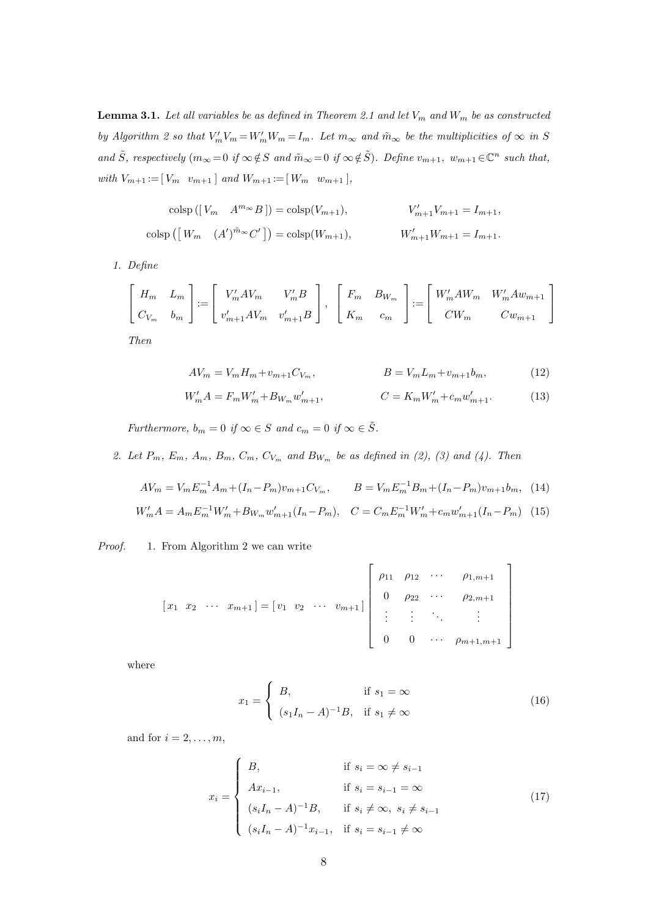**Lemma 3.1.** *Let all variables be as defined in Theorem 2.1 and let $V_m$ and $W_m$ be as constructed by Algorithm 2 so that $V_m' V_m = W_m' W_m = I_m$. Let $m_\infty$ and $\tilde{m}_\infty$ be the multiplicities of $\infty$ in $S$ and $\tilde{S}$, respectively ($m_\infty = 0$ if $\infty \notin S$ and $\tilde{m}_\infty = 0$ if $\infty \notin \tilde{S}$). Define $v_{m+1},\ w_{m+1} \in \mathbb{C}^n$ such that, with $V_{m+1} := [\, V_m \quad v_{m+1}\,]$ and $W_{m+1} := [\, W_m \quad w_{m+1}\,]$,*

$$
\operatorname{colsp}([\, V_m \quad A^{m_\infty} B\,]) = \operatorname{colsp}(V_{m+1}), \qquad V_{m+1}' V_{m+1} = I_{m+1},
$$

$$
\operatorname{colsp}\left([\, W_m \quad (A')^{\tilde{m}_\infty} C'\,]\right) = \operatorname{colsp}(W_{m+1}), \qquad W_{m+1}' W_{m+1} = I_{m+1}.
$$

1. *Define*

$$
\begin{bmatrix} H_m & L_m \\ C_{V_m} & b_m \end{bmatrix} := \begin{bmatrix} V_m' A V_m & V_m' B \\ v_{m+1}' A V_m & v_{m+1}' B \end{bmatrix}, \quad \begin{bmatrix} F_m & B_{W_m} \\ K_m & c_m \end{bmatrix} := \begin{bmatrix} W_m' A W_m & W_m' A w_{m+1} \\ C W_m & C w_{m+1} \end{bmatrix}
$$

   *Then*

$$
A V_m = V_m H_m + v_{m+1} C_{V_m}, \qquad B = V_m L_m + v_{m+1} b_m, \tag{12}
$$

$$
W_m' A = F_m W_m' + B_{W_m} w_{m+1}', \qquad C = K_m W_m' + c_m w_{m+1}'. \tag{13}
$$

   *Furthermore, $b_m = 0$ if $\infty \in S$ and $c_m = 0$ if $\infty \in \tilde{S}$.*

2. *Let $P_m$, $E_m$, $A_m$, $B_m$, $C_m$, $C_{V_m}$ and $B_{W_m}$ be as defined in (2), (3) and (4). Then*

$$
A V_m = V_m E_m^{-1} A_m + (I_n - P_m) v_{m+1} C_{V_m}, \qquad B = V_m E_m^{-1} B_m + (I_n - P_m) v_{m+1} b_m, \tag{14}
$$

$$
W_m' A = A_m E_m^{-1} W_m' + B_{W_m} w_{m+1}' (I_n - P_m), \quad C = C_m E_m^{-1} W_m' + c_m w_{m+1}' (I_n - P_m) \tag{15}
$$

*Proof.* 1. From Algorithm 2 we can write

$$
[\, x_1 \quad x_2 \quad \cdots \quad x_{m+1}\,] = [\, v_1 \quad v_2 \quad \cdots \quad v_{m+1}\,] \begin{bmatrix} \rho_{11} & \rho_{12} & \cdots & \rho_{1,m+1} \\ 0 & \rho_{22} & \cdots & \rho_{2,m+1} \\ \vdots & \vdots & \ddots & \vdots \\ 0 & 0 & \cdots & \rho_{m+1,m+1} \end{bmatrix}
$$

where

$$
x_1 = \begin{cases} B, & \text{if } s_1 = \infty \\ (s_1 I_n - A)^{-1} B, & \text{if } s_1 \neq \infty \end{cases} \tag{16}
$$

and for $i = 2, \ldots, m$,

$$
x_i = \begin{cases} B, & \text{if } s_i = \infty \neq s_{i-1} \\ A x_{i-1}, & \text{if } s_i = s_{i-1} = \infty \\ (s_i I_n - A)^{-1} B, & \text{if } s_i \neq \infty,\ s_i \neq s_{i-1} \\ (s_i I_n - A)^{-1} x_{i-1}, & \text{if } s_i = s_{i-1} \neq \infty \end{cases} \tag{17}
$$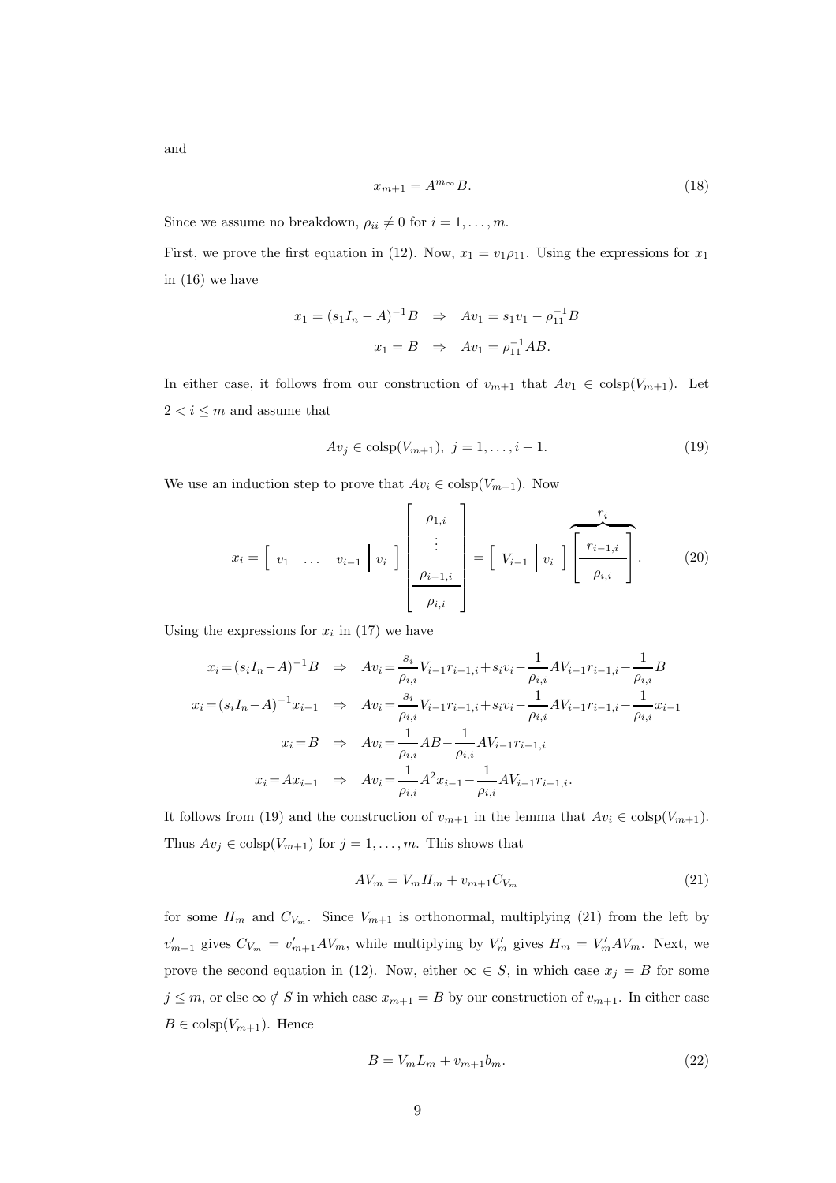and

$$x_{m+1} = A^{m_\infty} B. \tag{18}$$

Since we assume no breakdown, $\rho_{ii} \neq 0$ for $i = 1, \ldots, m$.

First, we prove the first equation in (12). Now, $x_1 = v_1 \rho_{11}$. Using the expressions for $x_1$ in (16) we have

$$\begin{aligned} x_1 = (s_1 I_n - A)^{-1} B \quad &\Rightarrow \quad A v_1 = s_1 v_1 - \rho_{11}^{-1} B \\ x_1 = B \quad &\Rightarrow \quad A v_1 = \rho_{11}^{-1} A B. \end{aligned}$$

In either case, it follows from our construction of $v_{m+1}$ that $Av_1 \in \operatorname{colsp}(V_{m+1})$. Let $2 < i \leq m$ and assume that

$$A v_j \in \operatorname{colsp}(V_{m+1}),\ j = 1, \ldots, i-1. \tag{19}$$

We use an induction step to prove that $Av_i \in \operatorname{colsp}(V_{m+1})$. Now

$$x_i = \left[\begin{array}{ccc|c} v_1 & \ldots & v_{i-1} & v_i \end{array}\right] \left[\begin{array}{c} \rho_{1,i} \\ \vdots \\ \rho_{i-1,i} \\ \hline \rho_{i,i} \end{array}\right] = \left[\begin{array}{c|c} V_{i-1} & v_i \end{array}\right] \overbrace{\left[\begin{array}{c} r_{i-1,i} \\ \hline \rho_{i,i} \end{array}\right]}^{r_i}. \tag{20}$$

Using the expressions for $x_i$ in (17) we have

$$\begin{aligned} x_i = (s_i I_n - A)^{-1} B \quad &\Rightarrow \quad A v_i = \frac{s_i}{\rho_{i,i}} V_{i-1} r_{i-1,i} + s_i v_i - \frac{1}{\rho_{i,i}} A V_{i-1} r_{i-1,i} - \frac{1}{\rho_{i,i}} B \\ x_i = (s_i I_n - A)^{-1} x_{i-1} \quad &\Rightarrow \quad A v_i = \frac{s_i}{\rho_{i,i}} V_{i-1} r_{i-1,i} + s_i v_i - \frac{1}{\rho_{i,i}} A V_{i-1} r_{i-1,i} - \frac{1}{\rho_{i,i}} x_{i-1} \\ x_i = B \quad &\Rightarrow \quad A v_i = \frac{1}{\rho_{i,i}} A B - \frac{1}{\rho_{i,i}} A V_{i-1} r_{i-1,i} \\ x_i = A x_{i-1} \quad &\Rightarrow \quad A v_i = \frac{1}{\rho_{i,i}} A^2 x_{i-1} - \frac{1}{\rho_{i,i}} A V_{i-1} r_{i-1,i}. \end{aligned}$$

It follows from (19) and the construction of $v_{m+1}$ in the lemma that $Av_i \in \operatorname{colsp}(V_{m+1})$. Thus $Av_j \in \operatorname{colsp}(V_{m+1})$ for $j = 1, \ldots, m$. This shows that

$$A V_m = V_m H_m + v_{m+1} C_{V_m} \tag{21}$$

for some $H_m$ and $C_{V_m}$. Since $V_{m+1}$ is orthonormal, multiplying (21) from the left by $v'_{m+1}$ gives $C_{V_m} = v'_{m+1} A V_m$, while multiplying by $V'_m$ gives $H_m = V'_m A V_m$. Next, we prove the second equation in (12). Now, either $\infty \in S$, in which case $x_j = B$ for some $j \leq m$, or else $\infty \notin S$ in which case $x_{m+1} = B$ by our construction of $v_{m+1}$. In either case $B \in \operatorname{colsp}(V_{m+1})$. Hence

$$B = V_m L_m + v_{m+1} b_m. \tag{22}$$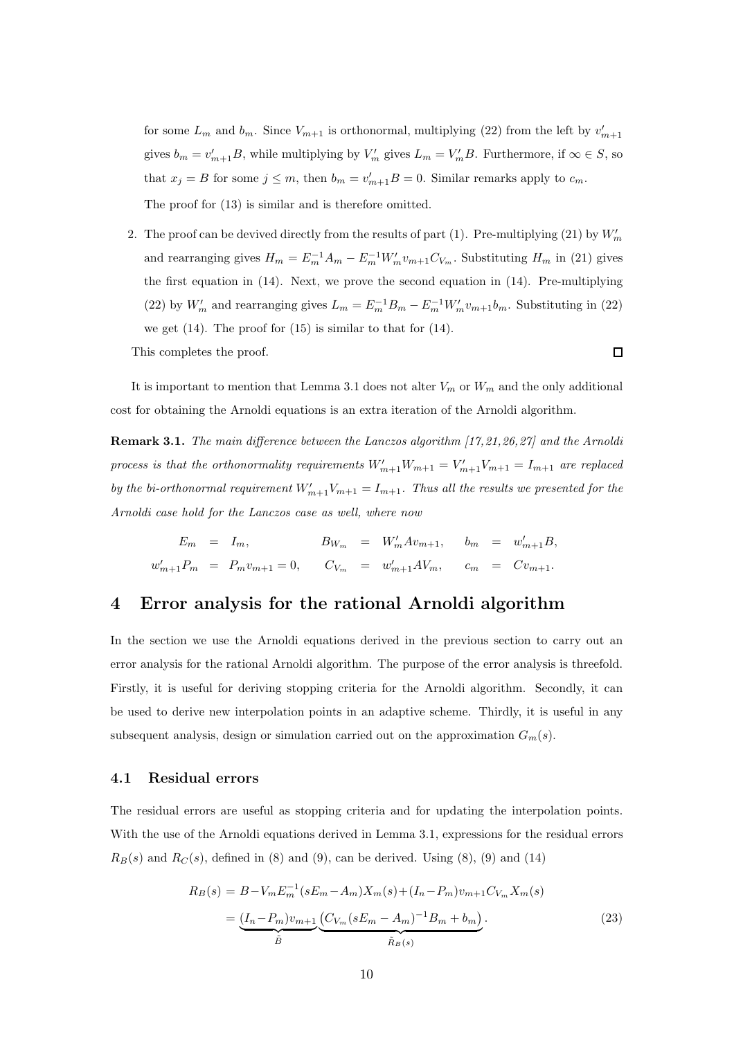for some $L_m$ and $b_m$. Since $V_{m+1}$ is orthonormal, multiplying (22) from the left by $v'_{m+1}$ gives $b_m = v'_{m+1}B$, while multiplying by $V'_m$ gives $L_m = V'_m B$. Furthermore, if $\infty \in S$, so that $x_j = B$ for some $j \leq m$, then $b_m = v'_{m+1}B = 0$. Similar remarks apply to $c_m$.

The proof for (13) is similar and is therefore omitted.

2. The proof can be devived directly from the results of part (1). Pre-multiplying (21) by $W'_m$ and rearranging gives $H_m = E_m^{-1}A_m - E_m^{-1}W'_m v_{m+1}C_{V_m}$. Substituting $H_m$ in (21) gives the first equation in (14). Next, we prove the second equation in (14). Pre-multiplying (22) by $W'_m$ and rearranging gives $L_m = E_m^{-1}B_m - E_m^{-1}W'_m v_{m+1}b_m$. Substituting in (22) we get (14). The proof for (15) is similar to that for (14).

This completes the proof. □

It is important to mention that Lemma 3.1 does not alter $V_m$ or $W_m$ and the only additional cost for obtaining the Arnoldi equations is an extra iteration of the Arnoldi algorithm.

**Remark 3.1.** *The main difference between the Lanczos algorithm [17, 21, 26, 27] and the Arnoldi process is that the orthonormality requirements $W'_{m+1}W_{m+1} = V'_{m+1}V_{m+1} = I_{m+1}$ are replaced by the bi-orthonormal requirement $W'_{m+1}V_{m+1} = I_{m+1}$. Thus all the results we presented for the Arnoldi case hold for the Lanczos case as well, where now*

$$
\begin{aligned}
E_m &= I_m, & B_{W_m} &= W'_m A v_{m+1}, & b_m &= w'_{m+1}B, \\
w'_{m+1}P_m &= P_m v_{m+1} = 0, & C_{V_m} &= w'_{m+1}AV_m, & c_m &= Cv_{m+1}.
\end{aligned}
$$

## 4 Error analysis for the rational Arnoldi algorithm

In the section we use the Arnoldi equations derived in the previous section to carry out an error analysis for the rational Arnoldi algorithm. The purpose of the error analysis is threefold. Firstly, it is useful for deriving stopping criteria for the Arnoldi algorithm. Secondly, it can be used to derive new interpolation points in an adaptive scheme. Thirdly, it is useful in any subsequent analysis, design or simulation carried out on the approximation $G_m(s)$.

### 4.1 Residual errors

The residual errors are useful as stopping criteria and for updating the interpolation points. With the use of the Arnoldi equations derived in Lemma 3.1, expressions for the residual errors $R_B(s)$ and $R_C(s)$, defined in (8) and (9), can be derived. Using (8), (9) and (14)

$$
\begin{aligned}
R_B(s) &= B - V_m E_m^{-1}(sE_m - A_m)X_m(s) + (I_n - P_m)v_{m+1}C_{V_m}X_m(s) \\
&= \underbrace{(I_n - P_m)v_{m+1}}_{\tilde{B}}\underbrace{\left(C_{V_m}(sE_m - A_m)^{-1}B_m + b_m\right)}_{\tilde{R}_B(s)}.
\end{aligned} \tag{23}
$$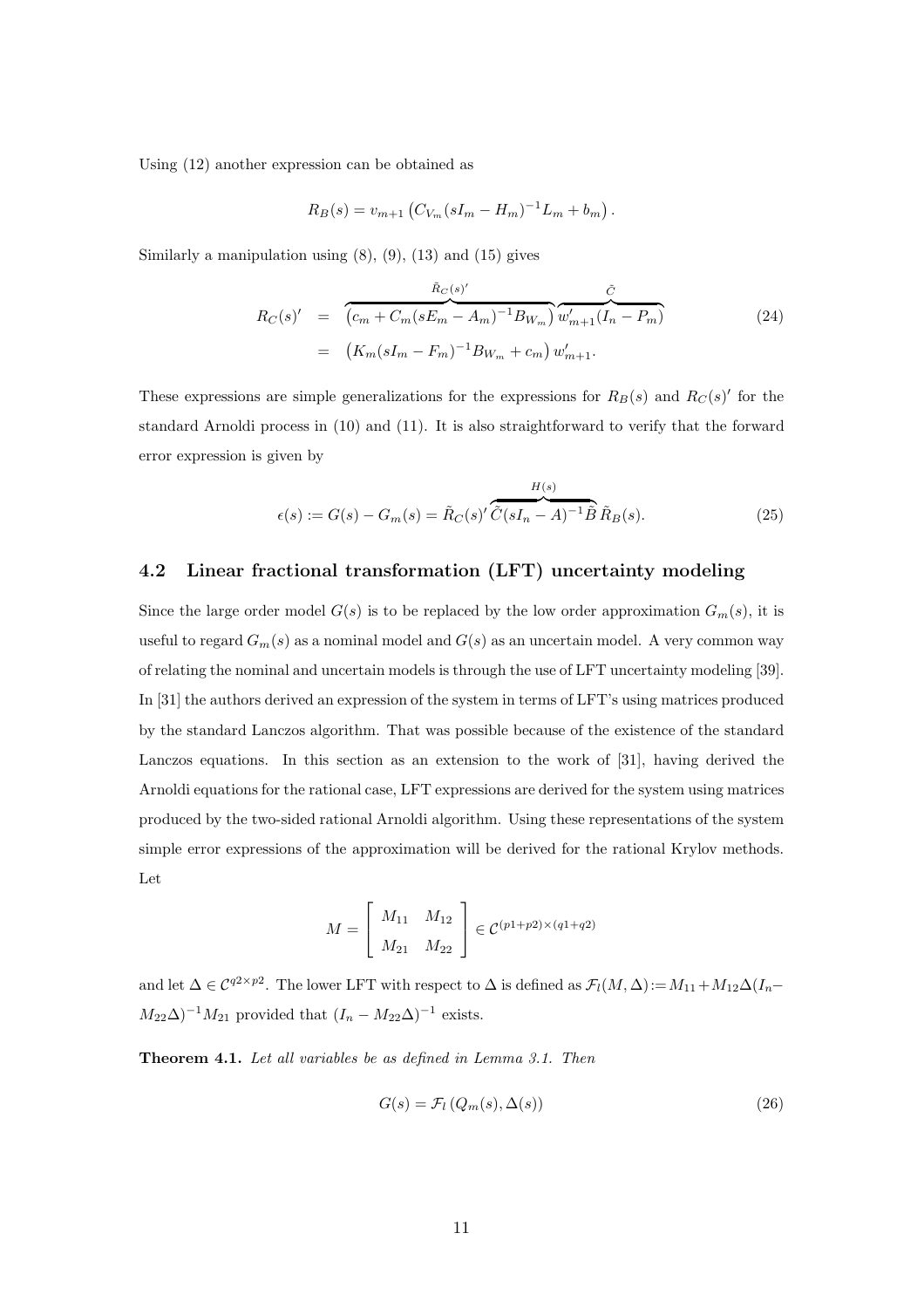Using (12) another expression can be obtained as

$$R_B(s) = v_{m+1}\left(C_{V_m}(sI_m - H_m)^{-1}L_m + b_m\right).$$

Similarly a manipulation using (8), (9), (13) and (15) gives

$$\begin{aligned} R_C(s)' &= \overbrace{\left(c_m + C_m(sE_m - A_m)^{-1}B_{W_m}\right)}^{\tilde{R}_C(s)'} \overbrace{w'_{m+1}(I_n - P_m)}^{\tilde{C}} \\ &= \left(K_m(sI_m - F_m)^{-1}B_{W_m} + c_m\right)w'_{m+1}. \end{aligned} \tag{24}$$

These expressions are simple generalizations for the expressions for $R_B(s)$ and $R_C(s)'$ for the standard Arnoldi process in (10) and (11). It is also straightforward to verify that the forward error expression is given by

$$\epsilon(s) := G(s) - G_m(s) = \tilde{R}_C(s)' \overbrace{\tilde{C}(sI_n - A)^{-1}\tilde{B}}^{H(s)} \tilde{R}_B(s). \tag{25}$$

## 4.2 Linear fractional transformation (LFT) uncertainty modeling

Since the large order model $G(s)$ is to be replaced by the low order approximation $G_m(s)$, it is useful to regard $G_m(s)$ as a nominal model and $G(s)$ as an uncertain model. A very common way of relating the nominal and uncertain models is through the use of LFT uncertainty modeling [39]. In [31] the authors derived an expression of the system in terms of LFT's using matrices produced by the standard Lanczos algorithm. That was possible because of the existence of the standard Lanczos equations. In this section as an extension to the work of [31], having derived the Arnoldi equations for the rational case, LFT expressions are derived for the system using matrices produced by the two-sided rational Arnoldi algorithm. Using these representations of the system simple error expressions of the approximation will be derived for the rational Krylov methods. Let

$$M = \begin{bmatrix} M_{11} & M_{12} \\ M_{21} & M_{22} \end{bmatrix} \in \mathcal{C}^{(p1+p2)\times(q1+q2)}$$

and let $\Delta \in \mathcal{C}^{q2\times p2}$. The lower LFT with respect to $\Delta$ is defined as $\mathcal{F}_l(M,\Delta) := M_{11} + M_{12}\Delta(I_n - M_{22}\Delta)^{-1}M_{21}$ provided that $(I_n - M_{22}\Delta)^{-1}$ exists.

**Theorem 4.1.** *Let all variables be as defined in Lemma 3.1. Then*

$$G(s) = \mathcal{F}_l\left(Q_m(s), \Delta(s)\right) \tag{26}$$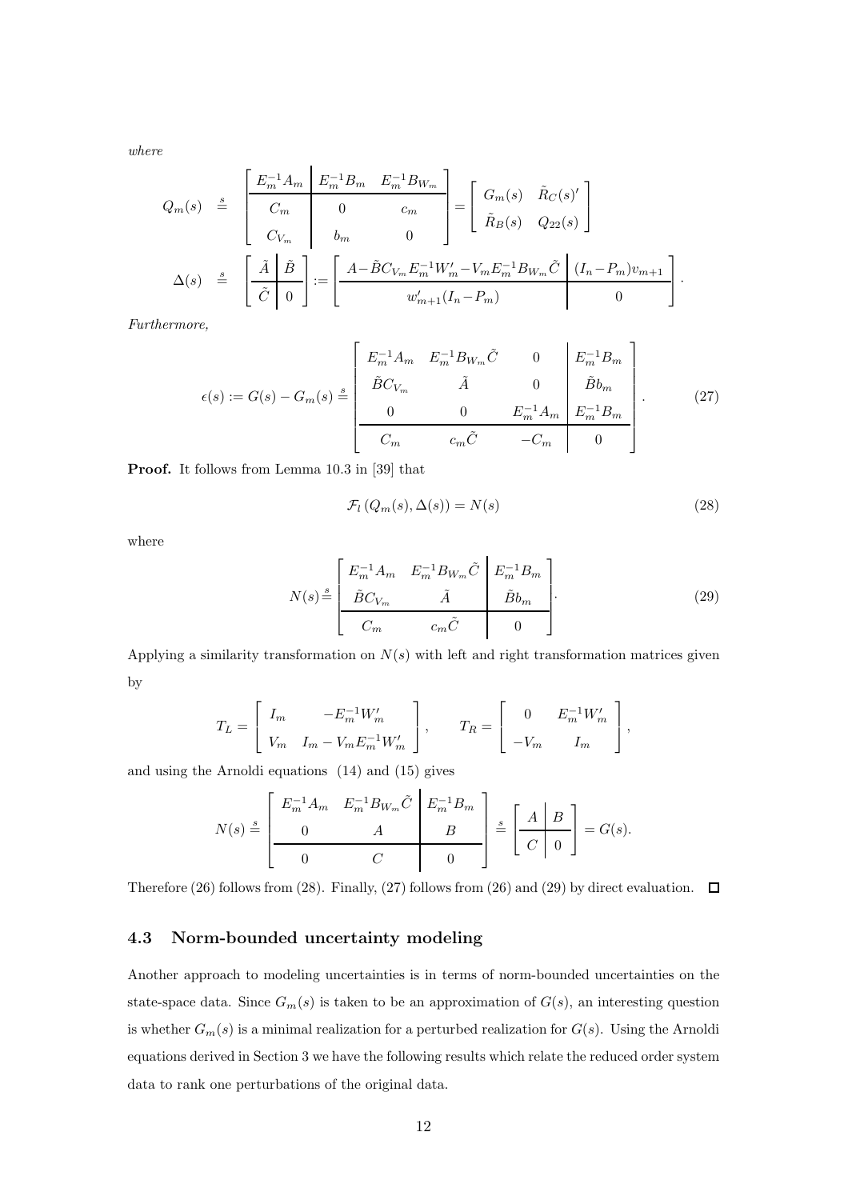*where*

$$
\begin{aligned}
Q_m(s) &\overset{s}{=} \left[\begin{array}{c|cc} E_m^{-1}A_m & E_m^{-1}B_m & E_m^{-1}B_{W_m} \\ \hline C_m & 0 & c_m \\ C_{V_m} & b_m & 0 \end{array}\right] = \left[\begin{array}{cc} G_m(s) & \tilde{R}_C(s)' \\ \tilde{R}_B(s) & Q_{22}(s) \end{array}\right] \\
\Delta(s) &\overset{s}{=} \left[\begin{array}{c|c} \tilde{A} & \tilde{B} \\ \hline \tilde{C} & 0 \end{array}\right] := \left[\begin{array}{c|c} A - \tilde{B}C_{V_m}E_m^{-1}W_m' - V_mE_m^{-1}B_{W_m}\tilde{C} & (I_n - P_m)v_{m+1} \\ \hline w_{m+1}'(I_n - P_m) & 0 \end{array}\right].
\end{aligned}
$$

*Furthermore,*

$$
\epsilon(s) := G(s) - G_m(s) \overset{s}{=} \left[\begin{array}{ccc|c} E_m^{-1}A_m & E_m^{-1}B_{W_m}\tilde{C} & 0 & E_m^{-1}B_m \\ \tilde{B}C_{V_m} & \tilde{A} & 0 & \tilde{B}b_m \\ 0 & 0 & E_m^{-1}A_m & E_m^{-1}B_m \\ \hline C_m & c_m\tilde{C} & -C_m & 0 \end{array}\right]. \tag{27}
$$

**Proof.** It follows from Lemma 10.3 in [39] that

$$
\mathcal{F}_l\left(Q_m(s), \Delta(s)\right) = N(s) \tag{28}
$$

where

$$
N(s) \overset{s}{=} \left[\begin{array}{cc|c} E_m^{-1}A_m & E_m^{-1}B_{W_m}\tilde{C} & E_m^{-1}B_m \\ \tilde{B}C_{V_m} & \tilde{A} & \tilde{B}b_m \\ \hline C_m & c_m\tilde{C} & 0 \end{array}\right]. \tag{29}
$$

Applying a similarity transformation on $N(s)$ with left and right transformation matrices given by

$$
T_L = \left[\begin{array}{cc} I_m & -E_m^{-1}W_m' \\ V_m & I_m - V_mE_m^{-1}W_m' \end{array}\right], \qquad T_R = \left[\begin{array}{cc} 0 & E_m^{-1}W_m' \\ -V_m & I_m \end{array}\right],
$$

and using the Arnoldi equations (14) and (15) gives

$$
N(s) \overset{s}{=} \left[\begin{array}{cc|c} E_m^{-1}A_m & E_m^{-1}B_{W_m}\tilde{C} & E_m^{-1}B_m \\ 0 & A & B \\ \hline 0 & C & 0 \end{array}\right] \overset{s}{=} \left[\begin{array}{c|c} A & B \\ \hline C & 0 \end{array}\right] = G(s).
$$

Therefore (26) follows from (28). Finally, (27) follows from (26) and (29) by direct evaluation. $\square$

### 4.3 Norm-bounded uncertainty modeling

Another approach to modeling uncertainties is in terms of norm-bounded uncertainties on the state-space data. Since $G_m(s)$ is taken to be an approximation of $G(s)$, an interesting question is whether $G_m(s)$ is a minimal realization for a perturbed realization for $G(s)$. Using the Arnoldi equations derived in Section 3 we have the following results which relate the reduced order system data to rank one perturbations of the original data.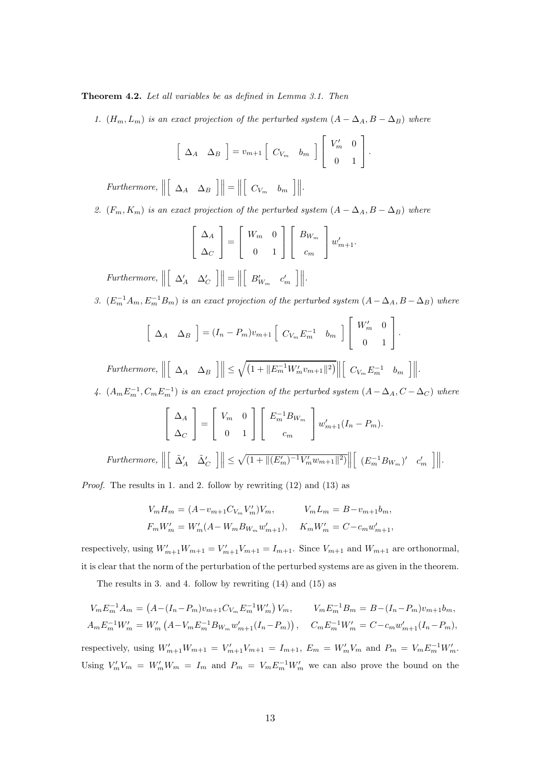**Theorem 4.2.** *Let all variables be as defined in Lemma 3.1. Then*

1. *$(H_m, L_m)$ is an exact projection of the perturbed system $(A - \Delta_A, B - \Delta_B)$ where*

$$\left[\begin{array}{cc} \Delta_A & \Delta_B \end{array}\right] = v_{m+1} \left[\begin{array}{cc} C_{V_m} & b_m \end{array}\right] \left[\begin{array}{cc} V_m' & 0 \\ 0 & 1 \end{array}\right].$$

*Furthermore,* $\left\|\left[\begin{array}{cc} \Delta_A & \Delta_B \end{array}\right]\right\| = \left\|\left[\begin{array}{cc} C_{V_m} & b_m \end{array}\right]\right\|$.

2. *$(F_m, K_m)$ is an exact projection of the perturbed system $(A - \Delta_A, B - \Delta_B)$ where*

$$\left[\begin{array}{c} \Delta_A \\ \Delta_C \end{array}\right] = \left[\begin{array}{cc} W_m & 0 \\ 0 & 1 \end{array}\right] \left[\begin{array}{c} B_{W_m} \\ c_m \end{array}\right] w_{m+1}'.$$

*Furthermore,* $\left\|\left[\begin{array}{cc} \Delta_A' & \Delta_C' \end{array}\right]\right\| = \left\|\left[\begin{array}{cc} B_{W_m}' & c_m' \end{array}\right]\right\|$.

3. *$(E_m^{-1}A_m, E_m^{-1}B_m)$ is an exact projection of the perturbed system $(A - \Delta_A, B - \Delta_B)$ where*

$$\left[\begin{array}{cc} \Delta_A & \Delta_B \end{array}\right] = (I_n - P_m) v_{m+1} \left[\begin{array}{cc} C_{V_m} E_m^{-1} & b_m \end{array}\right] \left[\begin{array}{cc} W_m' & 0 \\ 0 & 1 \end{array}\right].$$

*Furthermore,* $\left\|\left[\begin{array}{cc} \Delta_A & \Delta_B \end{array}\right]\right\| \leq \sqrt{(1 + \|E_m^{-1}W_m' v_{m+1}\|^2)} \left\|\left[\begin{array}{cc} C_{V_m} E_m^{-1} & b_m \end{array}\right]\right\|$.

4. *$(A_m E_m^{-1}, C_m E_m^{-1})$ is an exact projection of the perturbed system $(A - \Delta_A, C - \Delta_C)$ where*

$$\left[\begin{array}{c} \Delta_A \\ \Delta_C \end{array}\right] = \left[\begin{array}{cc} V_m & 0 \\ 0 & 1 \end{array}\right] \left[\begin{array}{c} E_m^{-1} B_{W_m} \\ c_m \end{array}\right] w_{m+1}'(I_n - P_m).$$

*Furthermore,* $\left\|\left[\begin{array}{cc} \tilde{\Delta}_A' & \tilde{\Delta}_C' \end{array}\right]\right\| \leq \sqrt{(1 + \|(E_m')^{-1} V_m' w_{m+1}\|^2)} \left\|\left[\begin{array}{cc} (E_m^{-1} B_{W_m})' & c_m' \end{array}\right]\right\|$.

*Proof.* The results in 1. and 2. follow by rewriting (12) and (13) as

$$V_m H_m = (A - v_{m+1} C_{V_m} V_m') V_m, \qquad V_m L_m = B - v_{m+1} b_m,$$
$$F_m W_m' = W_m'(A - W_m B_{W_m} w_{m+1}'), \quad K_m W_m' = C - c_m w_{m+1}',$$

respectively, using $W_{m+1}' W_{m+1} = V_{m+1}' V_{m+1} = I_{m+1}$. Since $V_{m+1}$ and $W_{m+1}$ are orthonormal, it is clear that the norm of the perturbation of the perturbed systems are as given in the theorem.

The results in 3. and 4. follow by rewriting (14) and (15) as

$$V_m E_m^{-1} A_m = \left(A - (I_n - P_m) v_{m+1} C_{V_m} E_m^{-1} W_m'\right) V_m, \qquad V_m E_m^{-1} B_m = B - (I_n - P_m) v_{m+1} b_m,$$
$$A_m E_m^{-1} W_m' = W_m' \left(A - V_m E_m^{-1} B_{W_m} w_{m+1}'(I_n - P_m)\right), \quad C_m E_m^{-1} W_m' = C - c_m w_{m+1}'(I_n - P_m),$$

respectively, using $W_{m+1}' W_{m+1} = V_{m+1}' V_{m+1} = I_{m+1}$, $E_m = W_m' V_m$ and $P_m = V_m E_m^{-1} W_m'$. Using $V_m' V_m = W_m' W_m = I_m$ and $P_m = V_m E_m^{-1} W_m'$ we can also prove the bound on the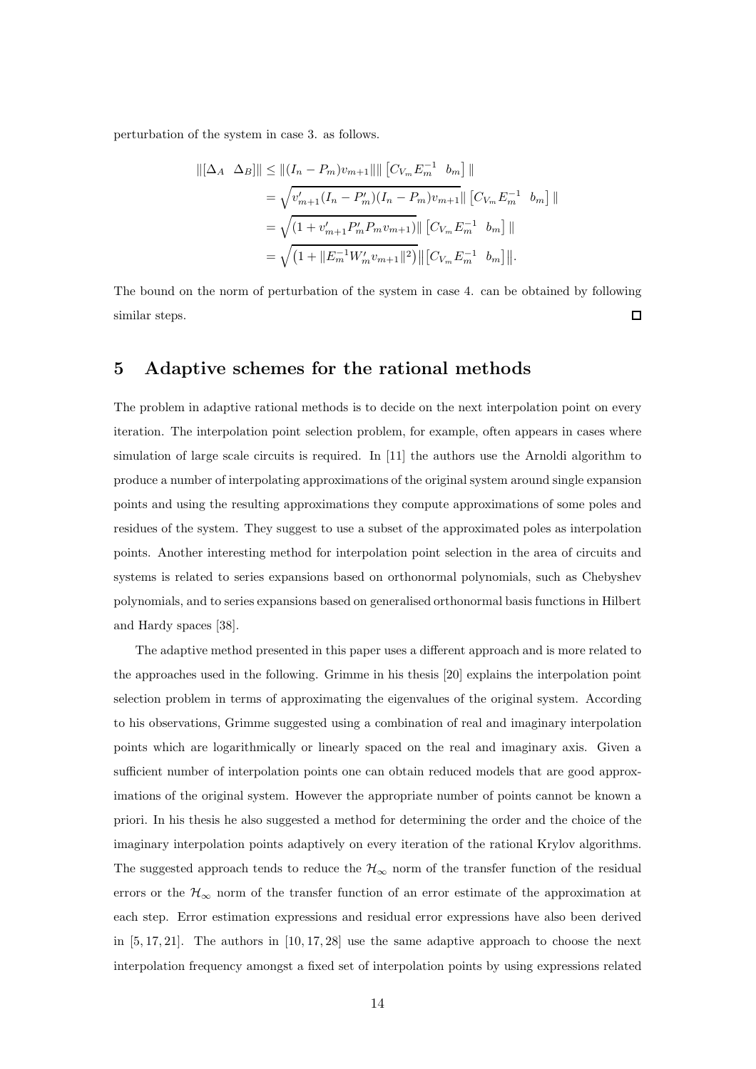perturbation of the system in case 3. as follows.

$$
\begin{aligned}
\|[\Delta_A \;\; \Delta_B]\| &\leq \|(I_n - P_m)v_{m+1}\| \| \begin{bmatrix} C_{V_m}E_m^{-1} & b_m \end{bmatrix} \| \\
&= \sqrt{v_{m+1}'(I_n - P_m')(I_n - P_m)v_{m+1}} \| \begin{bmatrix} C_{V_m}E_m^{-1} & b_m \end{bmatrix} \| \\
&= \sqrt{(1 + v_{m+1}'P_m'P_m v_{m+1})} \| \begin{bmatrix} C_{V_m}E_m^{-1} & b_m \end{bmatrix} \| \\
&= \sqrt{\left(1 + \|E_m^{-1}W_m' v_{m+1}\|^2\right)} \| \begin{bmatrix} C_{V_m}E_m^{-1} & b_m \end{bmatrix} \|.
\end{aligned}
$$

The bound on the norm of perturbation of the system in case 4. can be obtained by following similar steps. □

## 5 Adaptive schemes for the rational methods

The problem in adaptive rational methods is to decide on the next interpolation point on every iteration. The interpolation point selection problem, for example, often appears in cases where simulation of large scale circuits is required. In [11] the authors use the Arnoldi algorithm to produce a number of interpolating approximations of the original system around single expansion points and using the resulting approximations they compute approximations of some poles and residues of the system. They suggest to use a subset of the approximated poles as interpolation points. Another interesting method for interpolation point selection in the area of circuits and systems is related to series expansions based on orthonormal polynomials, such as Chebyshev polynomials, and to series expansions based on generalised orthonormal basis functions in Hilbert and Hardy spaces [38].

The adaptive method presented in this paper uses a different approach and is more related to the approaches used in the following. Grimme in his thesis [20] explains the interpolation point selection problem in terms of approximating the eigenvalues of the original system. According to his observations, Grimme suggested using a combination of real and imaginary interpolation points which are logarithmically or linearly spaced on the real and imaginary axis. Given a sufficient number of interpolation points one can obtain reduced models that are good approximations of the original system. However the appropriate number of points cannot be known a priori. In his thesis he also suggested a method for determining the order and the choice of the imaginary interpolation points adaptively on every iteration of the rational Krylov algorithms. The suggested approach tends to reduce the $\mathcal{H}_\infty$ norm of the transfer function of the residual errors or the $\mathcal{H}_\infty$ norm of the transfer function of an error estimate of the approximation at each step. Error estimation expressions and residual error expressions have also been derived in [5, 17, 21]. The authors in [10, 17, 28] use the same adaptive approach to choose the next interpolation frequency amongst a fixed set of interpolation points by using expressions related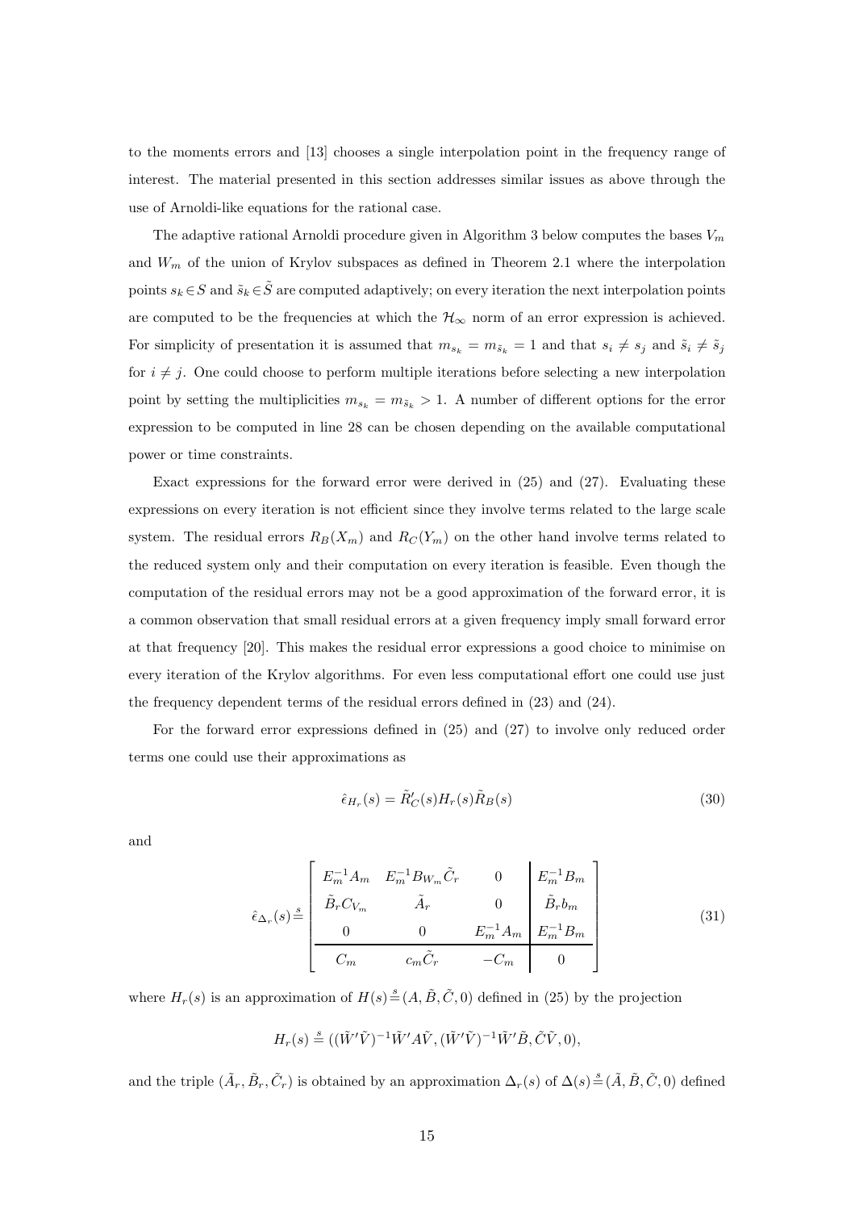to the moments errors and [13] chooses a single interpolation point in the frequency range of interest. The material presented in this section addresses similar issues as above through the use of Arnoldi-like equations for the rational case.

The adaptive rational Arnoldi procedure given in Algorithm 3 below computes the bases $V_m$ and $W_m$ of the union of Krylov subspaces as defined in Theorem 2.1 where the interpolation points $s_k \in S$ and $\tilde{s}_k \in \tilde{S}$ are computed adaptively; on every iteration the next interpolation points are computed to be the frequencies at which the $\mathcal{H}_\infty$ norm of an error expression is achieved. For simplicity of presentation it is assumed that $m_{s_k} = m_{\tilde{s}_k} = 1$ and that $s_i \neq s_j$ and $\tilde{s}_i \neq \tilde{s}_j$ for $i \neq j$. One could choose to perform multiple iterations before selecting a new interpolation point by setting the multiplicities $m_{s_k} = m_{\tilde{s}_k} > 1$. A number of different options for the error expression to be computed in line 28 can be chosen depending on the available computational power or time constraints.

Exact expressions for the forward error were derived in (25) and (27). Evaluating these expressions on every iteration is not efficient since they involve terms related to the large scale system. The residual errors $R_B(X_m)$ and $R_C(Y_m)$ on the other hand involve terms related to the reduced system only and their computation on every iteration is feasible. Even though the computation of the residual errors may not be a good approximation of the forward error, it is a common observation that small residual errors at a given frequency imply small forward error at that frequency [20]. This makes the residual error expressions a good choice to minimise on every iteration of the Krylov algorithms. For even less computational effort one could use just the frequency dependent terms of the residual errors defined in (23) and (24).

For the forward error expressions defined in (25) and (27) to involve only reduced order terms one could use their approximations as

$$\hat{\epsilon}_{H_r}(s) = \tilde{R}_C'(s) H_r(s) \tilde{R}_B(s) \tag{30}$$

and

$$\hat{\epsilon}_{\Delta_r}(s) \stackrel{s}{=} \left[ \begin{array}{ccc|c} E_m^{-1}A_m & E_m^{-1}B_{W_m}\tilde{C}_r & 0 & E_m^{-1}B_m \\ \tilde{B}_r C_{V_m} & \tilde{A}_r & 0 & \tilde{B}_r b_m \\ 0 & 0 & E_m^{-1}A_m & E_m^{-1}B_m \\ \hline C_m & c_m\tilde{C}_r & -C_m & 0 \end{array} \right] \tag{31}$$

where $H_r(s)$ is an approximation of $H(s) \stackrel{s}{=} (A, \tilde{B}, \tilde{C}, 0)$ defined in (25) by the projection

$$H_r(s) \stackrel{s}{=} ((\tilde{W}'\tilde{V})^{-1}\tilde{W}'A\tilde{V}, (\tilde{W}'\tilde{V})^{-1}\tilde{W}'\tilde{B}, \tilde{C}\tilde{V}, 0),$$

and the triple $(\tilde{A}_r, \tilde{B}_r, \tilde{C}_r)$ is obtained by an approximation $\Delta_r(s)$ of $\Delta(s) \stackrel{s}{=} (\tilde{A}, \tilde{B}, \tilde{C}, 0)$ defined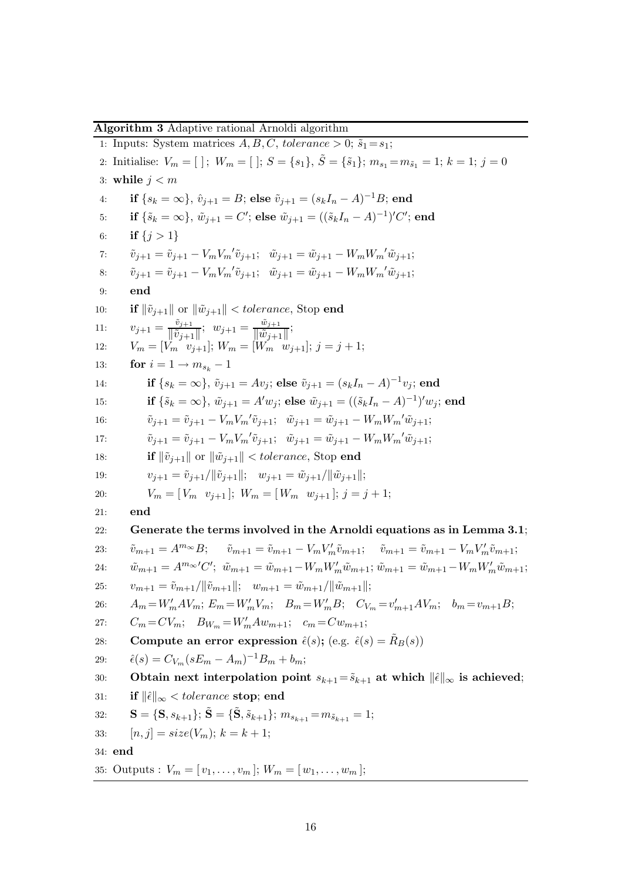**Algorithm 3** Adaptive rational Arnoldi algorithm

1: Inputs: System matrices $A, B, C$, *tolerance* $> 0$; $\tilde{s}_1 = s_1$;

2: Initialise: $V_m = [\ ]$; $W_m = [\ ]$; $S = \{s_1\}$, $\tilde{S} = \{\tilde{s}_1\}$; $m_{s_1} = m_{\tilde{s}_1} = 1$; $k = 1$; $j = 0$

3: **while** $j < m$

4: &emsp; **if** $\{s_k = \infty\}$, $\hat{v}_{j+1} = B$; **else** $\tilde{v}_{j+1} = (s_k I_n - A)^{-1} B$; **end**

5: &emsp; **if** $\{\tilde{s}_k = \infty\}$, $\tilde{w}_{j+1} = C'$; **else** $\tilde{w}_{j+1} = ((\tilde{s}_k I_n - A)^{-1})' C'$; **end**

6: &emsp; **if** $\{j > 1\}$

7: &emsp; $\tilde{v}_{j+1} = \tilde{v}_{j+1} - V_m {V_m}' \tilde{v}_{j+1}$; $\quad \tilde{w}_{j+1} = \tilde{w}_{j+1} - W_m {W_m}' \tilde{w}_{j+1}$;

8: &emsp; $\tilde{v}_{j+1} = \tilde{v}_{j+1} - V_m {V_m}' \tilde{v}_{j+1}$; $\quad \tilde{w}_{j+1} = \tilde{w}_{j+1} - W_m {W_m}' \tilde{w}_{j+1}$;

9: &emsp; **end**

10: &emsp; **if** $\|\tilde{v}_{j+1}\|$ or $\|\tilde{w}_{j+1}\| <$ *tolerance*, Stop **end**

11: &emsp; $v_{j+1} = \frac{\tilde{v}_{j+1}}{\|\tilde{v}_{j+1}\|}$; $\quad w_{j+1} = \frac{\tilde{w}_{j+1}}{\|\tilde{w}_{j+1}\|}$;

12: &emsp; $V_m = [V_m \ \ v_{j+1}]$; $W_m = [W_m \ \ w_{j+1}]$; $j = j + 1$;

13: &emsp; **for** $i = 1 \rightarrow m_{s_k} - 1$

14: &emsp;&emsp; **if** $\{s_k = \infty\}$, $\tilde{v}_{j+1} = A v_j$; **else** $\tilde{v}_{j+1} = (s_k I_n - A)^{-1} v_j$; **end**

15: &emsp;&emsp; **if** $\{\tilde{s}_k = \infty\}$, $\tilde{w}_{j+1} = A' w_j$; **else** $\tilde{w}_{j+1} = ((\tilde{s}_k I_n - A)^{-1})' w_j$; **end**

16: &emsp;&emsp; $\tilde{v}_{j+1} = \tilde{v}_{j+1} - V_m {V_m}' \tilde{v}_{j+1}$; $\quad \tilde{w}_{j+1} = \tilde{w}_{j+1} - W_m {W_m}' \tilde{w}_{j+1}$;

17: &emsp;&emsp; $\tilde{v}_{j+1} = \tilde{v}_{j+1} - V_m {V_m}' \tilde{v}_{j+1}$; $\quad \tilde{w}_{j+1} = \tilde{w}_{j+1} - W_m {W_m}' \tilde{w}_{j+1}$;

18: &emsp;&emsp; **if** $\|\tilde{v}_{j+1}\|$ or $\|\tilde{w}_{j+1}\| <$ *tolerance*, Stop **end**

19: &emsp;&emsp; $v_{j+1} = \tilde{v}_{j+1} / \|\tilde{v}_{j+1}\|$; $\quad w_{j+1} = \tilde{w}_{j+1} / \|\tilde{w}_{j+1}\|$;

20: &emsp;&emsp; $V_m = [\, V_m \ \ v_{j+1}\,]$; $W_m = [\, W_m \ \ w_{j+1}\,]$; $j = j + 1$;

21: &emsp; **end**

22: &emsp; **Generate the terms involved in the Arnoldi equations as in Lemma 3.1**;

23: &emsp; $\tilde{v}_{m+1} = A^{m_\infty} B$; $\quad \tilde{v}_{m+1} = \tilde{v}_{m+1} - V_m V_m' \tilde{v}_{m+1}$; $\quad \tilde{v}_{m+1} = \tilde{v}_{m+1} - V_m V_m' \tilde{v}_{m+1}$;

24: &emsp; $\tilde{w}_{m+1} = A^{m_\infty \prime} C'$; $\tilde{w}_{m+1} = \tilde{w}_{m+1} - W_m W_m' \tilde{w}_{m+1}$; $\tilde{w}_{m+1} = \tilde{w}_{m+1} - W_m W_m' \tilde{w}_{m+1}$;

25: &emsp; $v_{m+1} = \tilde{v}_{m+1} / \|\tilde{v}_{m+1}\|$; $\quad w_{m+1} = \tilde{w}_{m+1} / \|\tilde{w}_{m+1}\|$;

26: &emsp; $A_m = W_m' A V_m$; $E_m = W_m' V_m$; $\quad B_m = W_m' B$; $\quad C_{V_m} = v_{m+1}' A V_m$; $\quad b_m = v_{m+1} B$;

27: &emsp; $C_m = C V_m$; $\quad B_{W_m} = W_m' A w_{m+1}$; $\quad c_m = C w_{m+1}$;

28: &emsp; **Compute an error expression** $\hat{\epsilon}(s)$**;** (e.g. $\hat{\epsilon}(s) = \tilde{R}_B(s)$)

29: &emsp; $\hat{\epsilon}(s) = C_{V_m} (s E_m - A_m)^{-1} B_m + b_m$;

30: &emsp; **Obtain next interpolation point** $s_{k+1} = \tilde{s}_{k+1}$ **at which** $\|\hat{\epsilon}\|_\infty$ **is achieved**;

31: &emsp; **if** $\|\hat{\epsilon}\|_\infty <$ *tolerance* **stop**; **end**

32: &emsp; $\mathbf{S} = \{\mathbf{S}, s_{k+1}\}$; $\tilde{\mathbf{S}} = \{\tilde{\mathbf{S}}, \tilde{s}_{k+1}\}$; $m_{s_{k+1}} = m_{\tilde{s}_{k+1}} = 1$;

33: &emsp; $[n, j] = size(V_m)$; $k = k + 1$;

34: **end**

35: Outputs : $V_m = [\, v_1, \ldots, v_m\,]$; $W_m = [\, w_1, \ldots, w_m\,]$;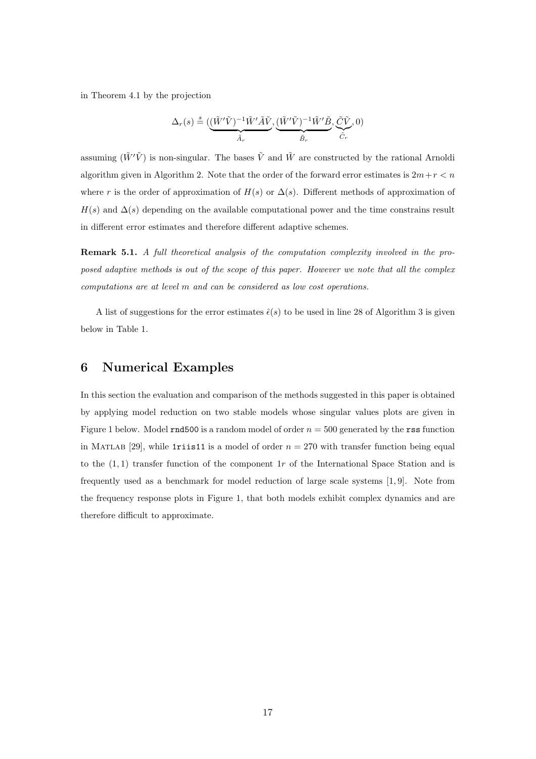in Theorem 4.1 by the projection

$$\Delta_r(s) \stackrel{s}{=} (\underbrace{(\tilde{W}'\tilde{V})^{-1}\tilde{W}'\tilde{A}\tilde{V}}_{\tilde{A}_r}, \underbrace{(\tilde{W}'\tilde{V})^{-1}\tilde{W}'\tilde{B}}_{\tilde{B}_r}, \underbrace{\tilde{C}\tilde{V}}_{\tilde{C}_r}, 0)$$

assuming $(\tilde{W}'\tilde{V})$ is non-singular. The bases $\tilde{V}$ and $\tilde{W}$ are constructed by the rational Arnoldi algorithm given in Algorithm 2. Note that the order of the forward error estimates is $2m+r < n$ where $r$ is the order of approximation of $H(s)$ or $\Delta(s)$. Different methods of approximation of $H(s)$ and $\Delta(s)$ depending on the available computational power and the time constrains result in different error estimates and therefore different adaptive schemes.

**Remark 5.1.** *A full theoretical analysis of the computation complexity involved in the proposed adaptive methods is out of the scope of this paper. However we note that all the complex computations are at level $m$ and can be considered as low cost operations.*

A list of suggestions for the error estimates $\hat{\epsilon}(s)$ to be used in line 28 of Algorithm 3 is given below in Table 1.

## 6 Numerical Examples

In this section the evaluation and comparison of the methods suggested in this paper is obtained by applying model reduction on two stable models whose singular values plots are given in Figure 1 below. Model `rnd500` is a random model of order $n = 500$ generated by the `rss` function in MATLAB [29], while `1riis11` is a model of order $n = 270$ with transfer function being equal to the $(1, 1)$ transfer function of the component $1r$ of the International Space Station and is frequently used as a benchmark for model reduction of large scale systems [1, 9]. Note from the frequency response plots in Figure 1, that both models exhibit complex dynamics and are therefore difficult to approximate.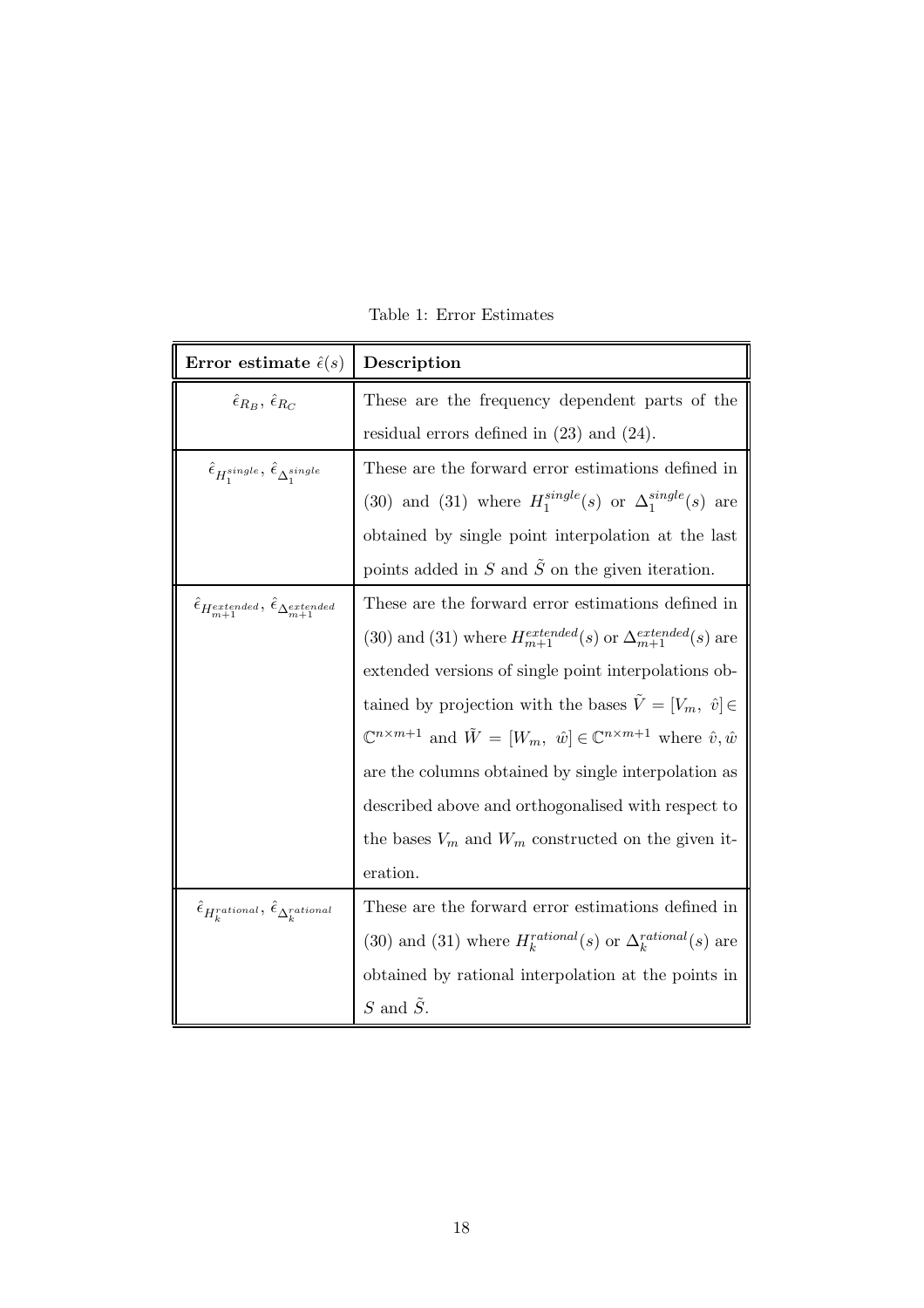Table 1: Error Estimates

| **Error estimate** $\hat{\epsilon}(s)$ | **Description** |
|---|---|
| $\hat{\epsilon}_{R_B}$, $\hat{\epsilon}_{R_C}$ | These are the frequency dependent parts of the residual errors defined in (23) and (24). |
| $\hat{\epsilon}_{H_1^{single}}$, $\hat{\epsilon}_{\Delta_1^{single}}$ | These are the forward error estimations defined in (30) and (31) where $H_1^{single}(s)$ or $\Delta_1^{single}(s)$ are obtained by single point interpolation at the last points added in $S$ and $\tilde{S}$ on the given iteration. |
| $\hat{\epsilon}_{H_{m+1}^{extended}}$, $\hat{\epsilon}_{\Delta_{m+1}^{extended}}$ | These are the forward error estimations defined in (30) and (31) where $H_{m+1}^{extended}(s)$ or $\Delta_{m+1}^{extended}(s)$ are extended versions of single point interpolations obtained by projection with the bases $\tilde{V} = [V_m,\ \hat{v}] \in \mathbb{C}^{n \times m+1}$ and $\tilde{W} = [W_m,\ \hat{w}] \in \mathbb{C}^{n \times m+1}$ where $\hat{v}, \hat{w}$ are the columns obtained by single interpolation as described above and orthogonalised with respect to the bases $V_m$ and $W_m$ constructed on the given iteration. |
| $\hat{\epsilon}_{H_k^{rational}}$, $\hat{\epsilon}_{\Delta_k^{rational}}$ | These are the forward error estimations defined in (30) and (31) where $H_k^{rational}(s)$ or $\Delta_k^{rational}(s)$ are obtained by rational interpolation at the points in $S$ and $\tilde{S}$. |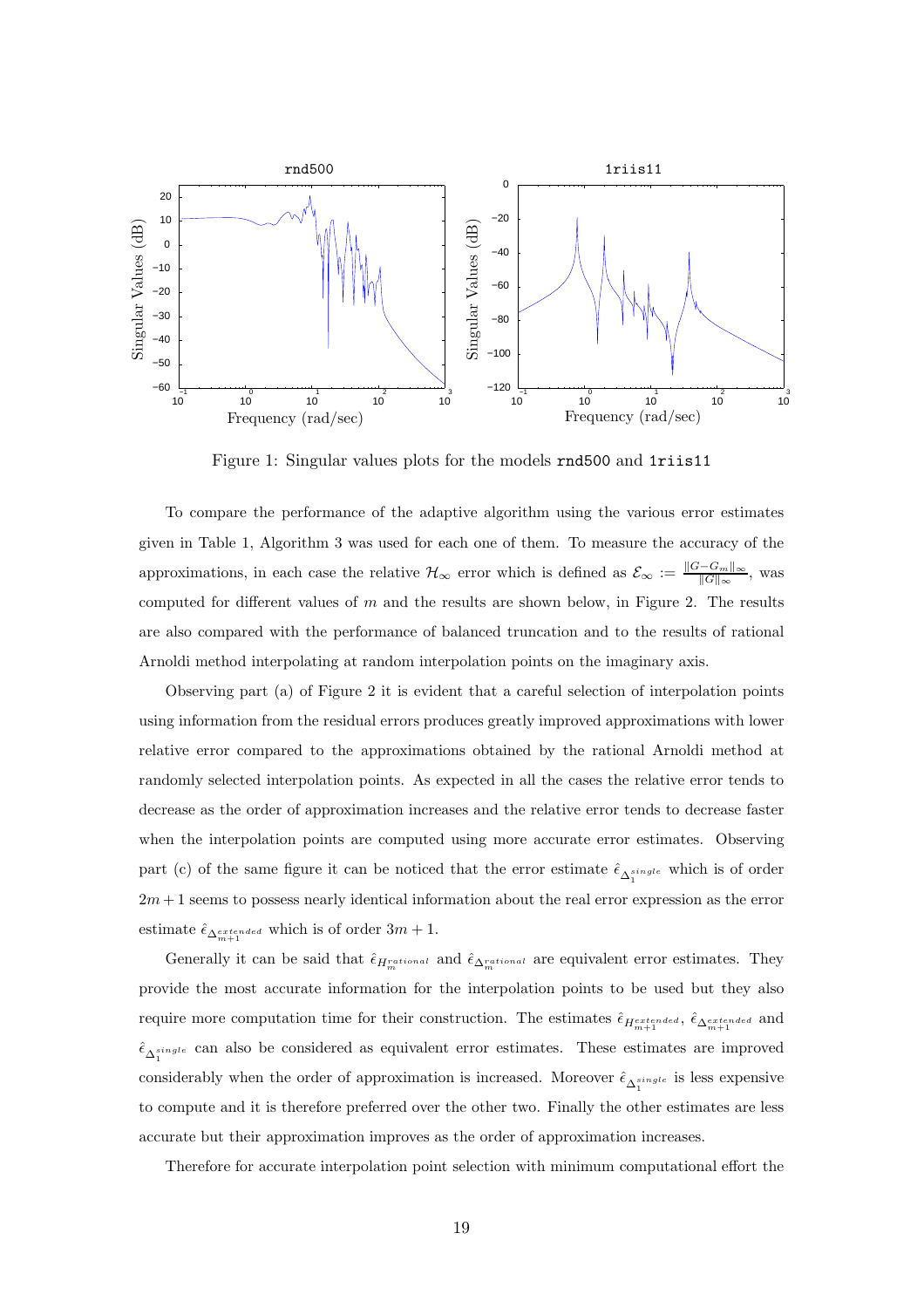Figure 1: Singular values plots for the models rnd500 and 1riis11

To compare the performance of the adaptive algorithm using the various error estimates given in Table 1, Algorithm 3 was used for each one of them. To measure the accuracy of the approximations, in each case the relative $\mathcal{H}_\infty$ error which is defined as $\mathcal{E}_\infty := \frac{\|G-G_m\|_\infty}{\|G\|_\infty}$, was computed for different values of $m$ and the results are shown below, in Figure 2. The results are also compared with the performance of balanced truncation and to the results of rational Arnoldi method interpolating at random interpolation points on the imaginary axis.

Observing part (a) of Figure 2 it is evident that a careful selection of interpolation points using information from the residual errors produces greatly improved approximations with lower relative error compared to the approximations obtained by the rational Arnoldi method at randomly selected interpolation points. As expected in all the cases the relative error tends to decrease as the order of approximation increases and the relative error tends to decrease faster when the interpolation points are computed using more accurate error estimates. Observing part (c) of the same figure it can be noticed that the error estimate $\hat{\epsilon}_{\Delta_1^{single}}$ which is of order $2m+1$ seems to possess nearly identical information about the real error expression as the error estimate $\hat{\epsilon}_{\Delta_{m+1}^{extended}}$ which is of order $3m+1$.

Generally it can be said that $\hat{\epsilon}_{H_m^{rational}}$ and $\hat{\epsilon}_{\Delta_m^{rational}}$ are equivalent error estimates. They provide the most accurate information for the interpolation points to be used but they also require more computation time for their construction. The estimates $\hat{\epsilon}_{H_{m+1}^{extended}}$, $\hat{\epsilon}_{\Delta_{m+1}^{extended}}$ and $\hat{\epsilon}_{\Delta_1^{single}}$ can also be considered as equivalent error estimates. These estimates are improved considerably when the order of approximation is increased. Moreover $\hat{\epsilon}_{\Delta_1^{single}}$ is less expensive to compute and it is therefore preferred over the other two. Finally the other estimates are less accurate but their approximation improves as the order of approximation increases.

Therefore for accurate interpolation point selection with minimum computational effort the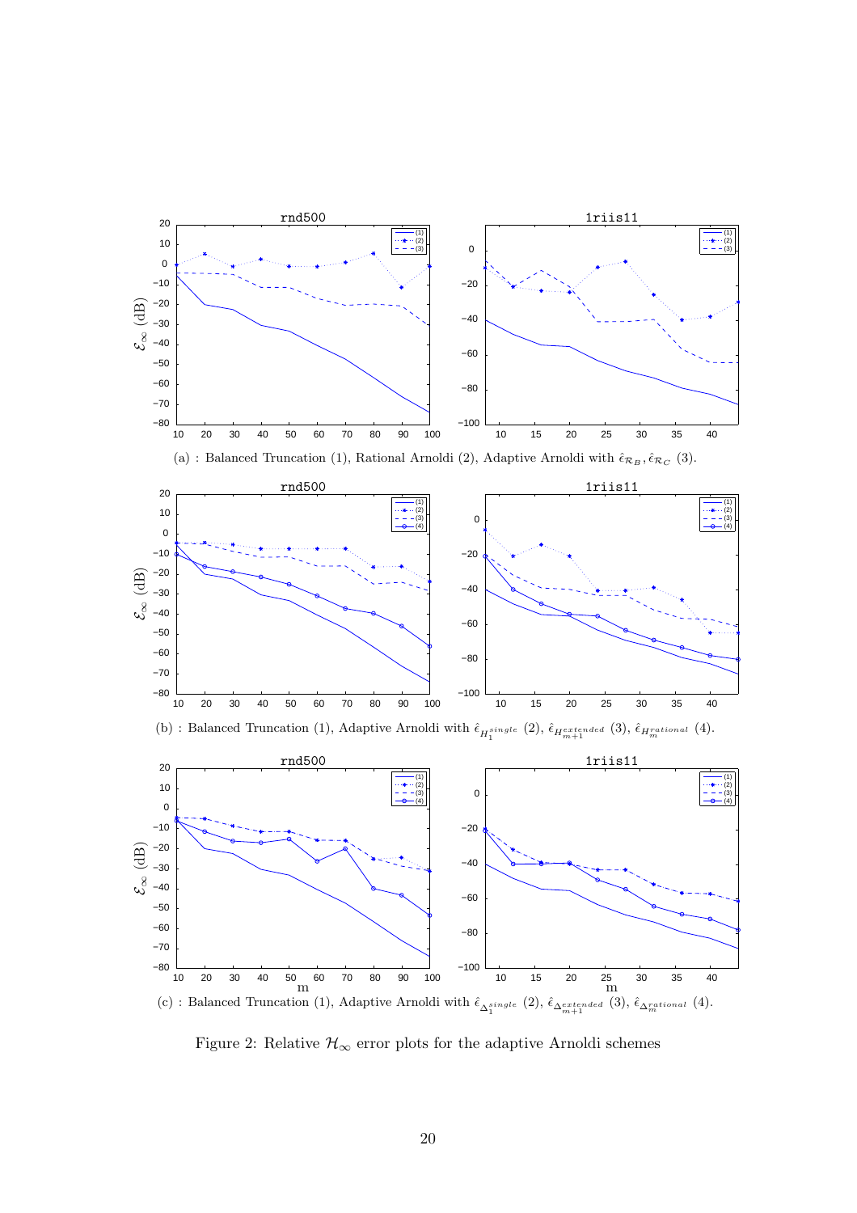(a) : Balanced Truncation (1), Rational Arnoldi (2), Adaptive Arnoldi with $\hat{\epsilon}_{\mathcal{R}_B}, \hat{\epsilon}_{\mathcal{R}_C}$ (3).

(b) : Balanced Truncation (1), Adaptive Arnoldi with $\hat{\epsilon}_{H_1^{single}}$ (2), $\hat{\epsilon}_{H_{m+1}^{extended}}$ (3), $\hat{\epsilon}_{H_m^{rational}}$ (4).

(c) : Balanced Truncation (1), Adaptive Arnoldi with $\hat{\epsilon}_{\Delta_1^{single}}$ (2), $\hat{\epsilon}_{\Delta_{m+1}^{extended}}$ (3), $\hat{\epsilon}_{\Delta_m^{rational}}$ (4).

Figure 2: Relative $\mathcal{H}_\infty$ error plots for the adaptive Arnoldi schemes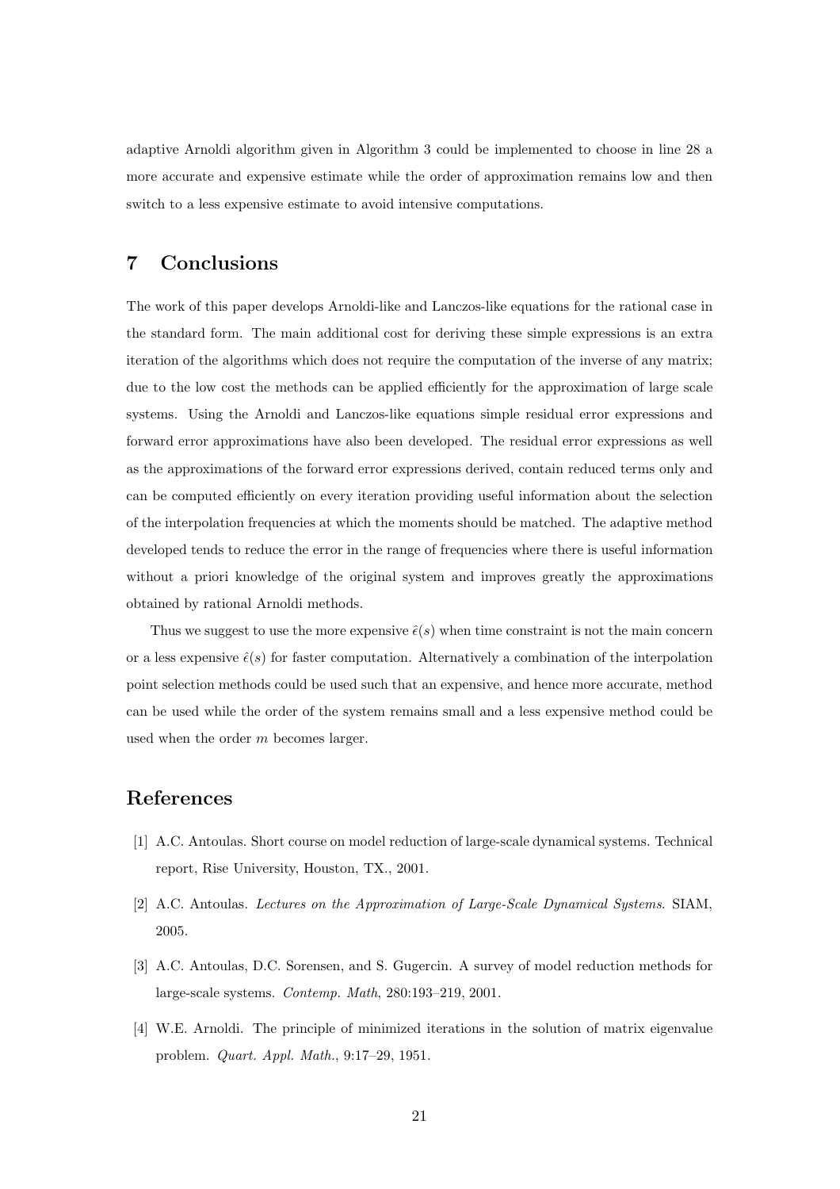adaptive Arnoldi algorithm given in Algorithm 3 could be implemented to choose in line 28 a more accurate and expensive estimate while the order of approximation remains low and then switch to a less expensive estimate to avoid intensive computations.

## 7 Conclusions

The work of this paper develops Arnoldi-like and Lanczos-like equations for the rational case in the standard form. The main additional cost for deriving these simple expressions is an extra iteration of the algorithms which does not require the computation of the inverse of any matrix; due to the low cost the methods can be applied efficiently for the approximation of large scale systems. Using the Arnoldi and Lanczos-like equations simple residual error expressions and forward error approximations have also been developed. The residual error expressions as well as the approximations of the forward error expressions derived, contain reduced terms only and can be computed efficiently on every iteration providing useful information about the selection of the interpolation frequencies at which the moments should be matched. The adaptive method developed tends to reduce the error in the range of frequencies where there is useful information without a priori knowledge of the original system and improves greatly the approximations obtained by rational Arnoldi methods.

Thus we suggest to use the more expensive $\hat{\epsilon}(s)$ when time constraint is not the main concern or a less expensive $\hat{\epsilon}(s)$ for faster computation. Alternatively a combination of the interpolation point selection methods could be used such that an expensive, and hence more accurate, method can be used while the order of the system remains small and a less expensive method could be used when the order $m$ becomes larger.

## References

[1] A.C. Antoulas. Short course on model reduction of large-scale dynamical systems. Technical report, Rise University, Houston, TX., 2001.

[2] A.C. Antoulas. *Lectures on the Approximation of Large-Scale Dynamical Systems*. SIAM, 2005.

[3] A.C. Antoulas, D.C. Sorensen, and S. Gugercin. A survey of model reduction methods for large-scale systems. *Contemp. Math*, 280:193–219, 2001.

[4] W.E. Arnoldi. The principle of minimized iterations in the solution of matrix eigenvalue problem. *Quart. Appl. Math.*, 9:17–29, 1951.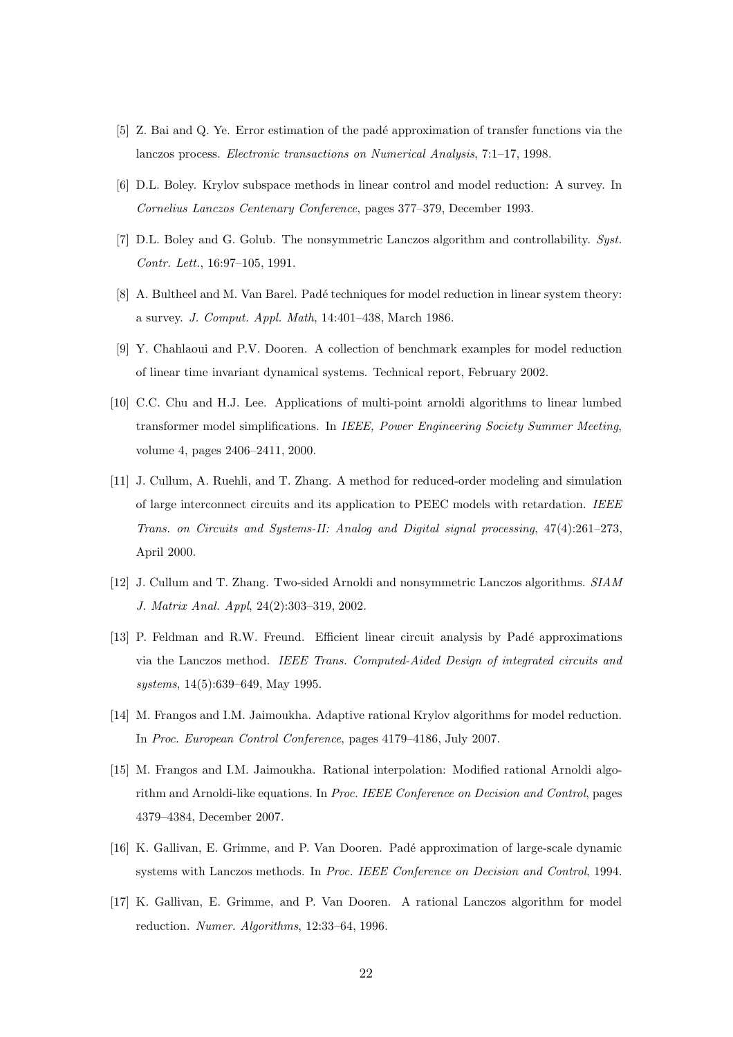[5] Z. Bai and Q. Ye. Error estimation of the padé approximation of transfer functions via the lanczos process. *Electronic transactions on Numerical Analysis*, 7:1–17, 1998.

[6] D.L. Boley. Krylov subspace methods in linear control and model reduction: A survey. In *Cornelius Lanczos Centenary Conference*, pages 377–379, December 1993.

[7] D.L. Boley and G. Golub. The nonsymmetric Lanczos algorithm and controllability. *Syst. Contr. Lett.*, 16:97–105, 1991.

[8] A. Bultheel and M. Van Barel. Padé techniques for model reduction in linear system theory: a survey. *J. Comput. Appl. Math*, 14:401–438, March 1986.

[9] Y. Chahlaoui and P.V. Dooren. A collection of benchmark examples for model reduction of linear time invariant dynamical systems. Technical report, February 2002.

[10] C.C. Chu and H.J. Lee. Applications of multi-point arnoldi algorithms to linear lumbed transformer model simplifications. In *IEEE, Power Engineering Society Summer Meeting*, volume 4, pages 2406–2411, 2000.

[11] J. Cullum, A. Ruehli, and T. Zhang. A method for reduced-order modeling and simulation of large interconnect circuits and its application to PEEC models with retardation. *IEEE Trans. on Circuits and Systems-II: Analog and Digital signal processing*, 47(4):261–273, April 2000.

[12] J. Cullum and T. Zhang. Two-sided Arnoldi and nonsymmetric Lanczos algorithms. *SIAM J. Matrix Anal. Appl*, 24(2):303–319, 2002.

[13] P. Feldman and R.W. Freund. Efficient linear circuit analysis by Padé approximations via the Lanczos method. *IEEE Trans. Computed-Aided Design of integrated circuits and systems*, 14(5):639–649, May 1995.

[14] M. Frangos and I.M. Jaimoukha. Adaptive rational Krylov algorithms for model reduction. In *Proc. European Control Conference*, pages 4179–4186, July 2007.

[15] M. Frangos and I.M. Jaimoukha. Rational interpolation: Modified rational Arnoldi algorithm and Arnoldi-like equations. In *Proc. IEEE Conference on Decision and Control*, pages 4379–4384, December 2007.

[16] K. Gallivan, E. Grimme, and P. Van Dooren. Padé approximation of large-scale dynamic systems with Lanczos methods. In *Proc. IEEE Conference on Decision and Control*, 1994.

[17] K. Gallivan, E. Grimme, and P. Van Dooren. A rational Lanczos algorithm for model reduction. *Numer. Algorithms*, 12:33–64, 1996.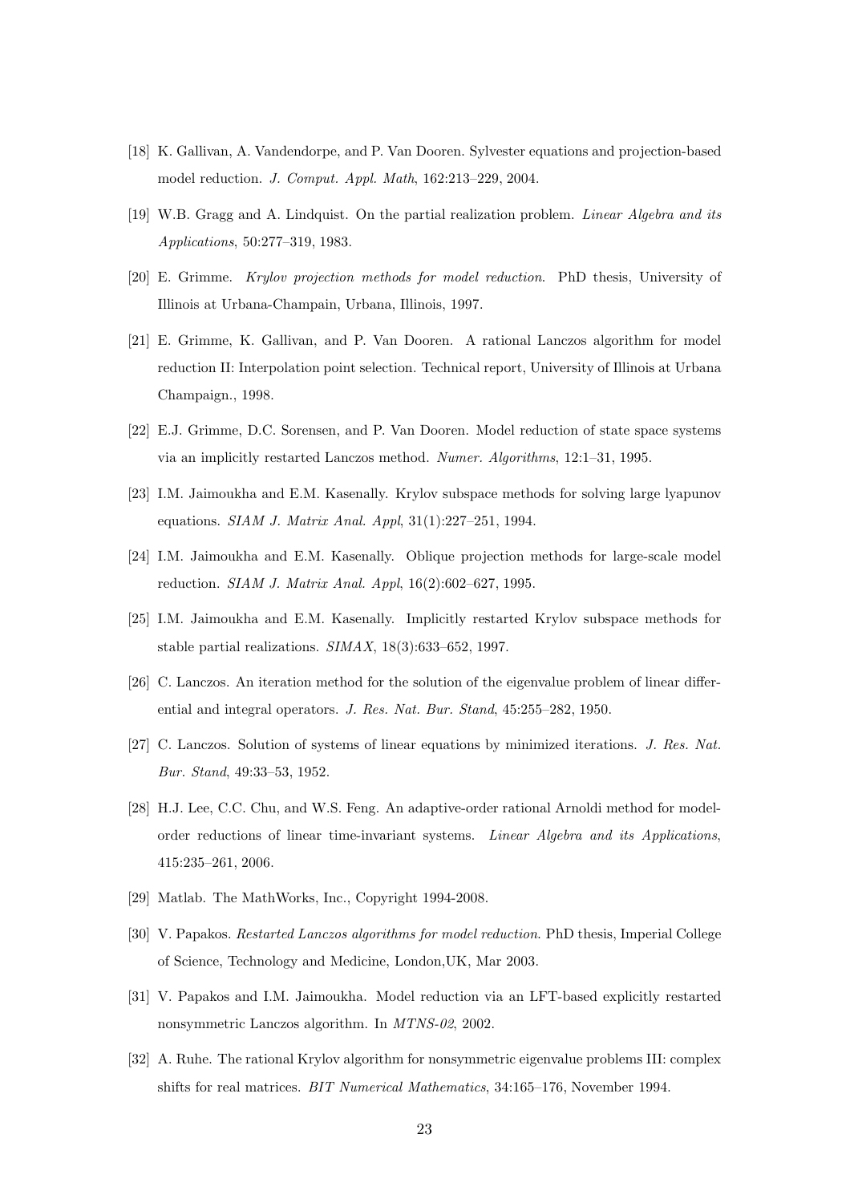[18] K. Gallivan, A. Vandendorpe, and P. Van Dooren. Sylvester equations and projection-based model reduction. *J. Comput. Appl. Math*, 162:213–229, 2004.

[19] W.B. Gragg and A. Lindquist. On the partial realization problem. *Linear Algebra and its Applications*, 50:277–319, 1983.

[20] E. Grimme. *Krylov projection methods for model reduction*. PhD thesis, University of Illinois at Urbana-Champain, Urbana, Illinois, 1997.

[21] E. Grimme, K. Gallivan, and P. Van Dooren. A rational Lanczos algorithm for model reduction II: Interpolation point selection. Technical report, University of Illinois at Urbana Champaign., 1998.

[22] E.J. Grimme, D.C. Sorensen, and P. Van Dooren. Model reduction of state space systems via an implicitly restarted Lanczos method. *Numer. Algorithms*, 12:1–31, 1995.

[23] I.M. Jaimoukha and E.M. Kasenally. Krylov subspace methods for solving large lyapunov equations. *SIAM J. Matrix Anal. Appl*, 31(1):227–251, 1994.

[24] I.M. Jaimoukha and E.M. Kasenally. Oblique projection methods for large-scale model reduction. *SIAM J. Matrix Anal. Appl*, 16(2):602–627, 1995.

[25] I.M. Jaimoukha and E.M. Kasenally. Implicitly restarted Krylov subspace methods for stable partial realizations. *SIMAX*, 18(3):633–652, 1997.

[26] C. Lanczos. An iteration method for the solution of the eigenvalue problem of linear differential and integral operators. *J. Res. Nat. Bur. Stand*, 45:255–282, 1950.

[27] C. Lanczos. Solution of systems of linear equations by minimized iterations. *J. Res. Nat. Bur. Stand*, 49:33–53, 1952.

[28] H.J. Lee, C.C. Chu, and W.S. Feng. An adaptive-order rational Arnoldi method for model-order reductions of linear time-invariant systems. *Linear Algebra and its Applications*, 415:235–261, 2006.

[29] Matlab. The MathWorks, Inc., Copyright 1994-2008.

[30] V. Papakos. *Restarted Lanczos algorithms for model reduction*. PhD thesis, Imperial College of Science, Technology and Medicine, London,UK, Mar 2003.

[31] V. Papakos and I.M. Jaimoukha. Model reduction via an LFT-based explicitly restarted nonsymmetric Lanczos algorithm. In *MTNS-02*, 2002.

[32] A. Ruhe. The rational Krylov algorithm for nonsymmetric eigenvalue problems III: complex shifts for real matrices. *BIT Numerical Mathematics*, 34:165–176, November 1994.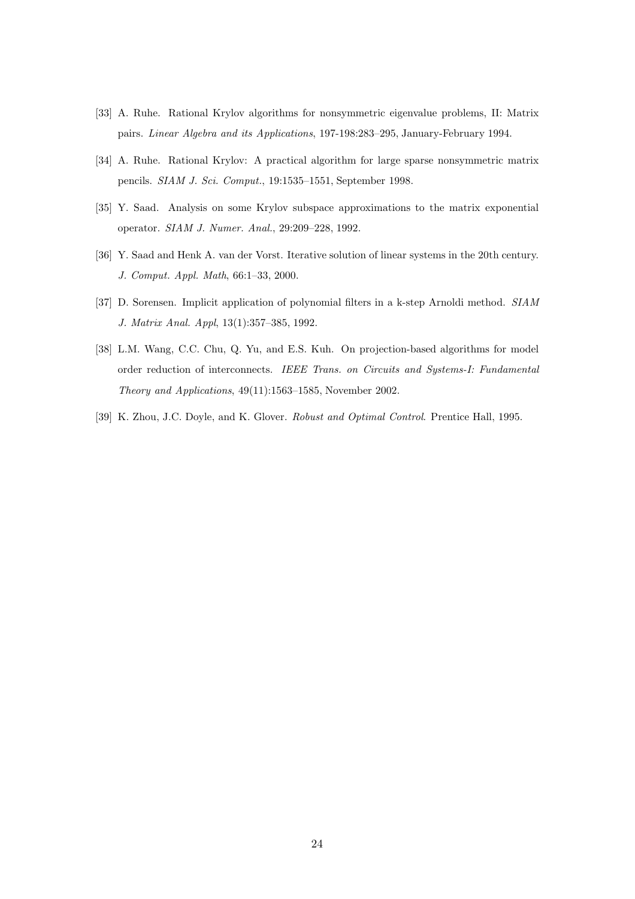[33] A. Ruhe. Rational Krylov algorithms for nonsymmetric eigenvalue problems, II: Matrix pairs. *Linear Algebra and its Applications*, 197-198:283–295, January-February 1994.

[34] A. Ruhe. Rational Krylov: A practical algorithm for large sparse nonsymmetric matrix pencils. *SIAM J. Sci. Comput.*, 19:1535–1551, September 1998.

[35] Y. Saad. Analysis on some Krylov subspace approximations to the matrix exponential operator. *SIAM J. Numer. Anal.*, 29:209–228, 1992.

[36] Y. Saad and Henk A. van der Vorst. Iterative solution of linear systems in the 20th century. *J. Comput. Appl. Math*, 66:1–33, 2000.

[37] D. Sorensen. Implicit application of polynomial filters in a k-step Arnoldi method. *SIAM J. Matrix Anal. Appl*, 13(1):357–385, 1992.

[38] L.M. Wang, C.C. Chu, Q. Yu, and E.S. Kuh. On projection-based algorithms for model order reduction of interconnects. *IEEE Trans. on Circuits and Systems-I: Fundamental Theory and Applications*, 49(11):1563–1585, November 2002.

[39] K. Zhou, J.C. Doyle, and K. Glover. *Robust and Optimal Control*. Prentice Hall, 1995.